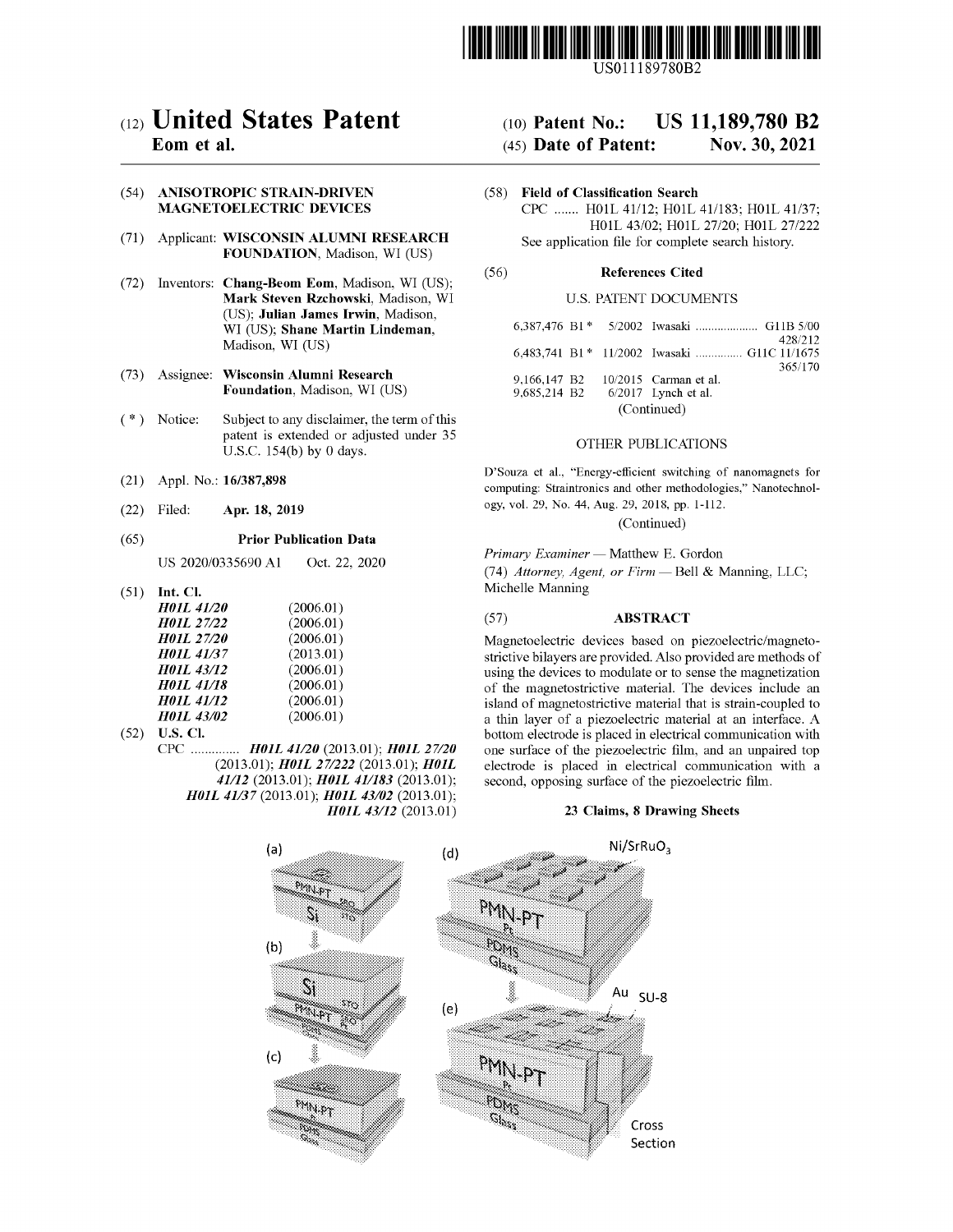US011189780B2

# (12) United States Patent
**Eom et al.**

(10) **Patent No.: US 11,189,780 B2**

(45) **Date of Patent: Nov. 30, 2021**

(54) **ANISOTROPIC STRAIN-DRIVEN MAGNETOELECTRIC DEVICES**

(71) Applicant: **WISCONSIN ALUMNI RESEARCH FOUNDATION**, Madison, WI (US)

(72) Inventors: **Chang-Beom Eom**, Madison, WI (US); **Mark Steven Rzchowski**, Madison, WI (US); **Julian James Irwin**, Madison, WI (US); **Shane Martin Lindeman**, Madison, WI (US)

(73) Assignee: **Wisconsin Alumni Research Foundation**, Madison, WI (US)

(*) Notice: Subject to any disclaimer, the term of this patent is extended or adjusted under 35 U.S.C. 154(b) by 0 days.

(21) Appl. No.: **16/387,898**

(22) Filed: **Apr. 18, 2019**

(65) **Prior Publication Data**

US 2020/0335690 A1 Oct. 22, 2020

(51) **Int. Cl.**

| | |
|---|---|
| *H01L 41/20* | (2006.01) |
| *H01L 27/22* | (2006.01) |
| *H01L 27/20* | (2006.01) |
| *H01L 41/37* | (2013.01) |
| *H01L 43/12* | (2006.01) |
| *H01L 41/18* | (2006.01) |
| *H01L 41/12* | (2006.01) |
| *H01L 43/02* | (2006.01) |

(52) **U.S. Cl.**

CPC .............. ***H01L 41/20*** (2013.01); ***H01L 27/20*** (2013.01); ***H01L 27/222*** (2013.01); ***H01L 41/12*** (2013.01); ***H01L 41/183*** (2013.01); ***H01L 41/37*** (2013.01); ***H01L 43/02*** (2013.01); ***H01L 43/12*** (2013.01)

(58) **Field of Classification Search**

CPC ....... H01L 41/12; H01L 41/183; H01L 41/37; H01L 43/02; H01L 27/20; H01L 27/222

See application file for complete search history.

(56) **References Cited**

U.S. PATENT DOCUMENTS

| | | | |
|---|---|---|---|
| 6,387,476 B1 * | 5/2002 | Iwasaki .................... | G11B 5/00 428/212 |
| 6,483,741 B1 * | 11/2002 | Iwasaki .............. | G11C 11/1675 365/170 |
| 9,166,147 B2 | 10/2015 | Carman et al. | |
| 9,685,214 B2 | 6/2017 | Lynch et al. | |

(Continued)

OTHER PUBLICATIONS

D'Souza et al., "Energy-efficient switching of nanomagnets for computing: Straintronics and other methodologies," Nanotechnology, vol. 29, No. 44, Aug. 29, 2018, pp. 1-112.

(Continued)

*Primary Examiner* — Matthew E. Gordon

(74) *Attorney, Agent, or Firm* — Bell & Manning, LLC; Michelle Manning

(57) **ABSTRACT**

Magnetoelectric devices based on piezoelectric/magnetostrictive bilayers are provided. Also provided are methods of using the devices to modulate or to sense the magnetization of the magnetostrictive material. The devices include an island of magnetostrictive material that is strain-coupled to a thin layer of a piezoelectric material at an interface. A bottom electrode is placed in electrical communication with one surface of the piezoelectric film, and an unpaired top electrode is placed in electrical communication with a second, opposing surface of the piezoelectric film.

**23 Claims, 8 Drawing Sheets**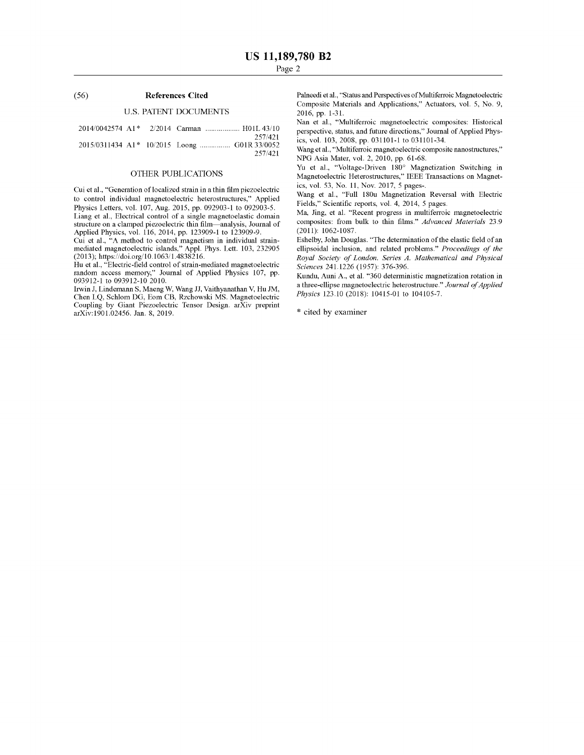## (56) References Cited

### U.S. PATENT DOCUMENTS

2014/0042574 A1* 2/2014 Carman .................. H01L 43/10
257/421

2015/0311434 A1* 10/2015 Loong ................ G01R 33/0052
257/421

### OTHER PUBLICATIONS

Cui et al., "Generation of localized strain in a thin film piezoelectric to control individual magnetoelectric heterostructures," Applied Physics Letters, vol. 107, Aug. 2015, pp. 092903-1 to 092903-5.

Liang et al., Electrical control of a single magnetoelastic domain structure on a clamped piezoelectric thin film—analysis, Journal of Applied Physics, vol. 116, 2014, pp. 123909-1 to 123909-9.

Cui et al., "A method to control magnetism in individual strain-mediated magnetoelectric islands," Appl. Phys. Lett. 103, 232905 (2013); https://doi.org/10.1063/1.4838216.

Hu et al., "Electric-field control of strain-mediated magnetoelectric random access memory," Journal of Applied Physics 107, pp. 093912-1 to 093912-10 2010.

Irwin J, Lindemann S, Maeng W, Wang JJ, Vaithyanathan V, Hu JM, Chen LQ, Schlom DG, Eom CB, Rzchowski MS. Magnetoelectric Coupling by Giant Piezoelectric Tensor Design. arXiv preprint arXiv:1901.02456. Jan. 8, 2019.

Palneedi et al., "Status and Perspectives of Multiferroic Magnetoelectric Composite Materials and Applications," Actuators, vol. 5, No. 9, 2016, pp. 1-31.

Nan et al., "Multiferroic magnetoelectric composites: Historical perspective, status, and future directions," Journal of Applied Physics, vol. 103, 2008, pp. 031101-1 to 031101-34.

Wang et al., "Multiferroic magnetoelectric composite nanostructures," NPG Asia Mater, vol. 2, 2010, pp. 61-68.

Yu et al., "Voltage-Driven 180° Magnetization Switching in Magnetoelectric Heterostructures," IEEE Transactions on Magnetics, vol. 53, No. 11, Nov. 2017, 5 pages-.

Wang et al., "Full 180u Magnetization Reversal with Electric Fields," Scientific reports, vol. 4, 2014, 5 pages.

Ma, Jing, et al. "Recent progress in multiferroic magnetoelectric composites: from bulk to thin films." *Advanced Materials* 23.9 (2011): 1062-1087.

Eshelby, John Douglas. "The determination of the elastic field of an ellipsoidal inclusion, and related problems." *Proceedings of the Royal Society of London. Series A. Mathematical and Physical Sciences* 241.1226 (1957): 376-396.

Kundu, Auni A., et al. "360 deterministic magnetization rotation in a three-ellipse magnetoelectric heterostructure." *Journal of Applied Physics* 123.10 (2018): 10415-01 to 104105-7.

* cited by examiner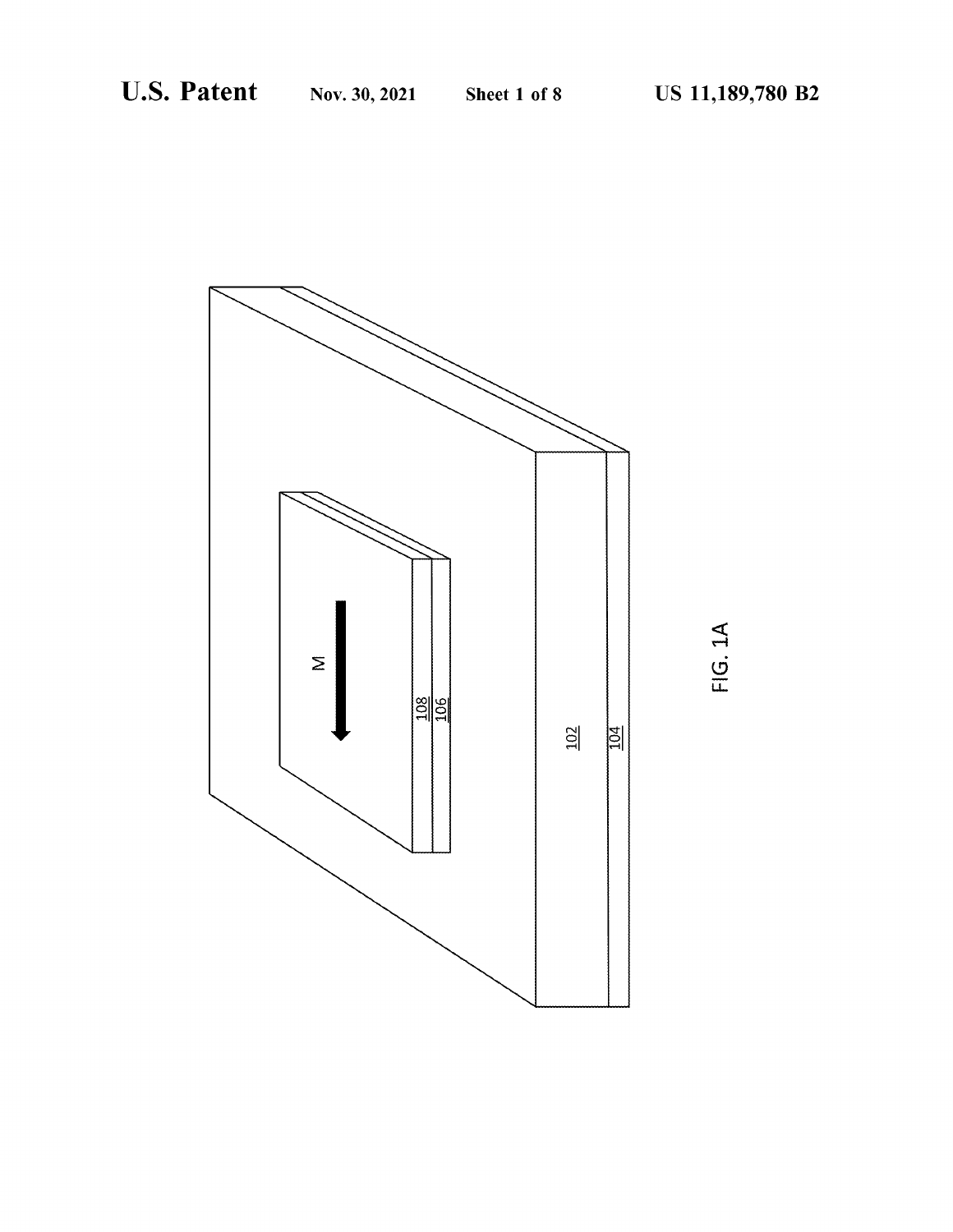M

108
106

102
104

FIG. 1A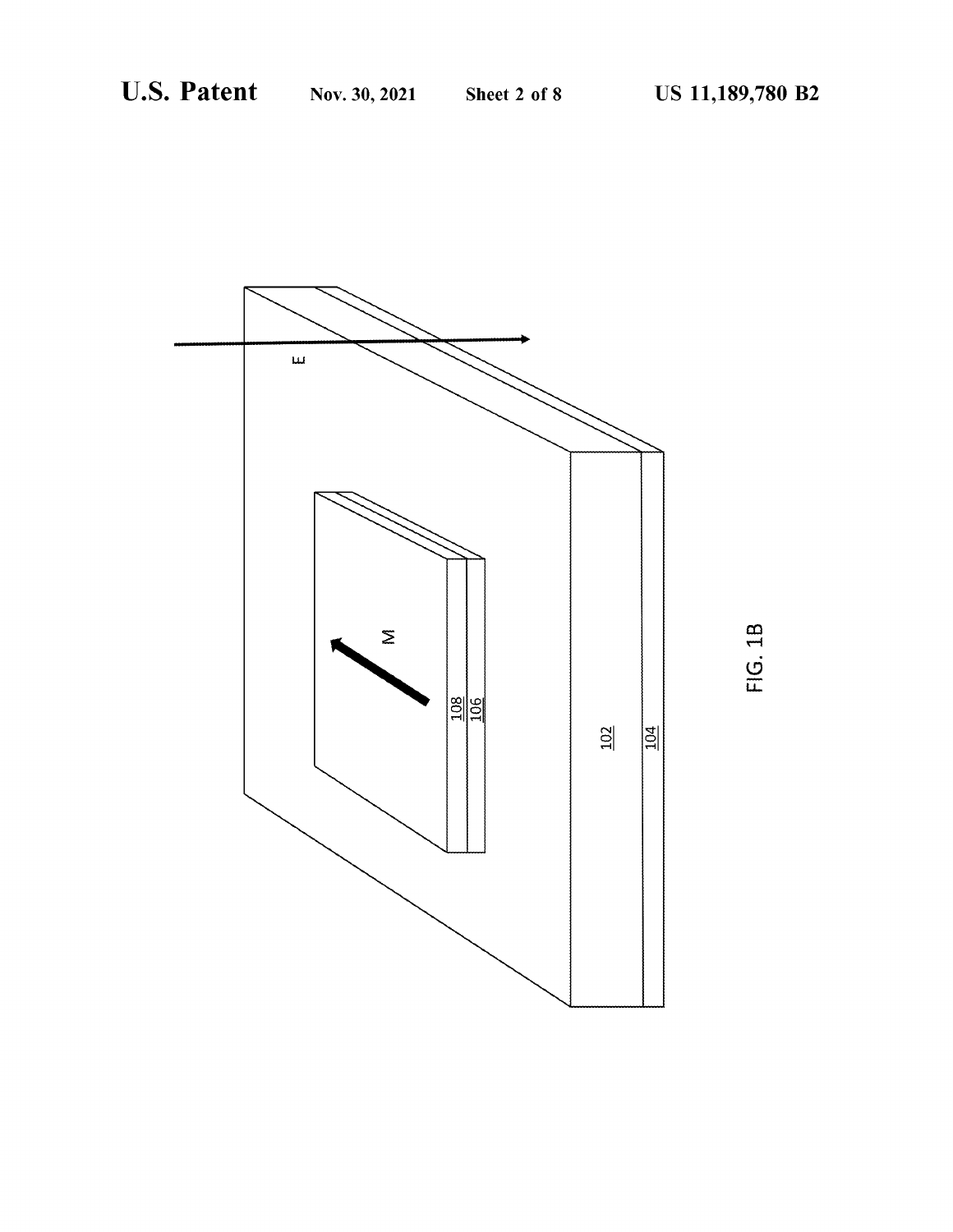E

M

108

106

102

104

FIG. 1B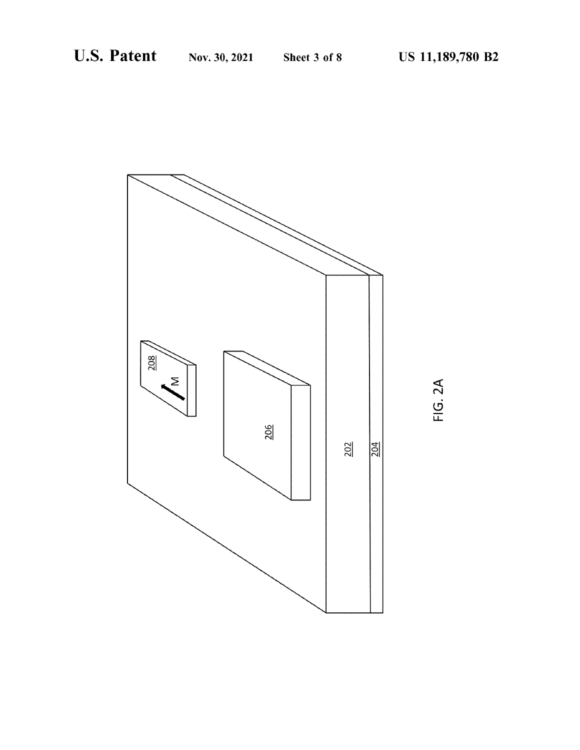208

M

206

202

204

FIG. 2A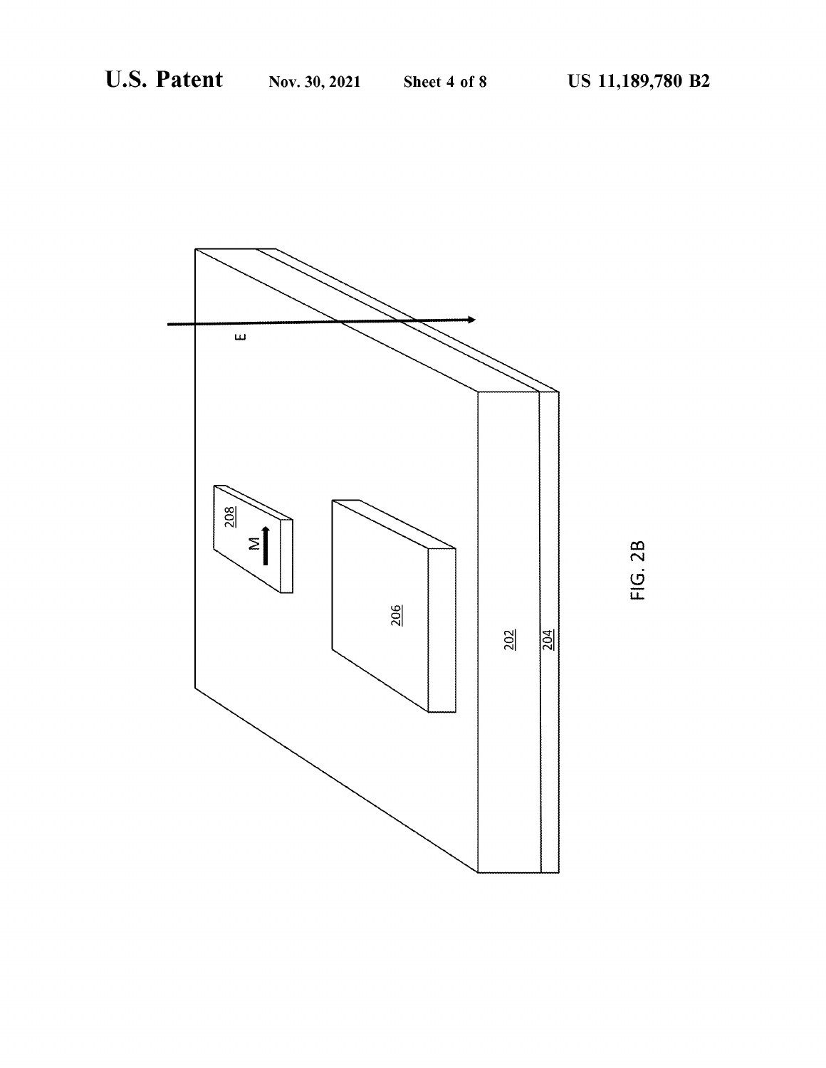FIG. 2B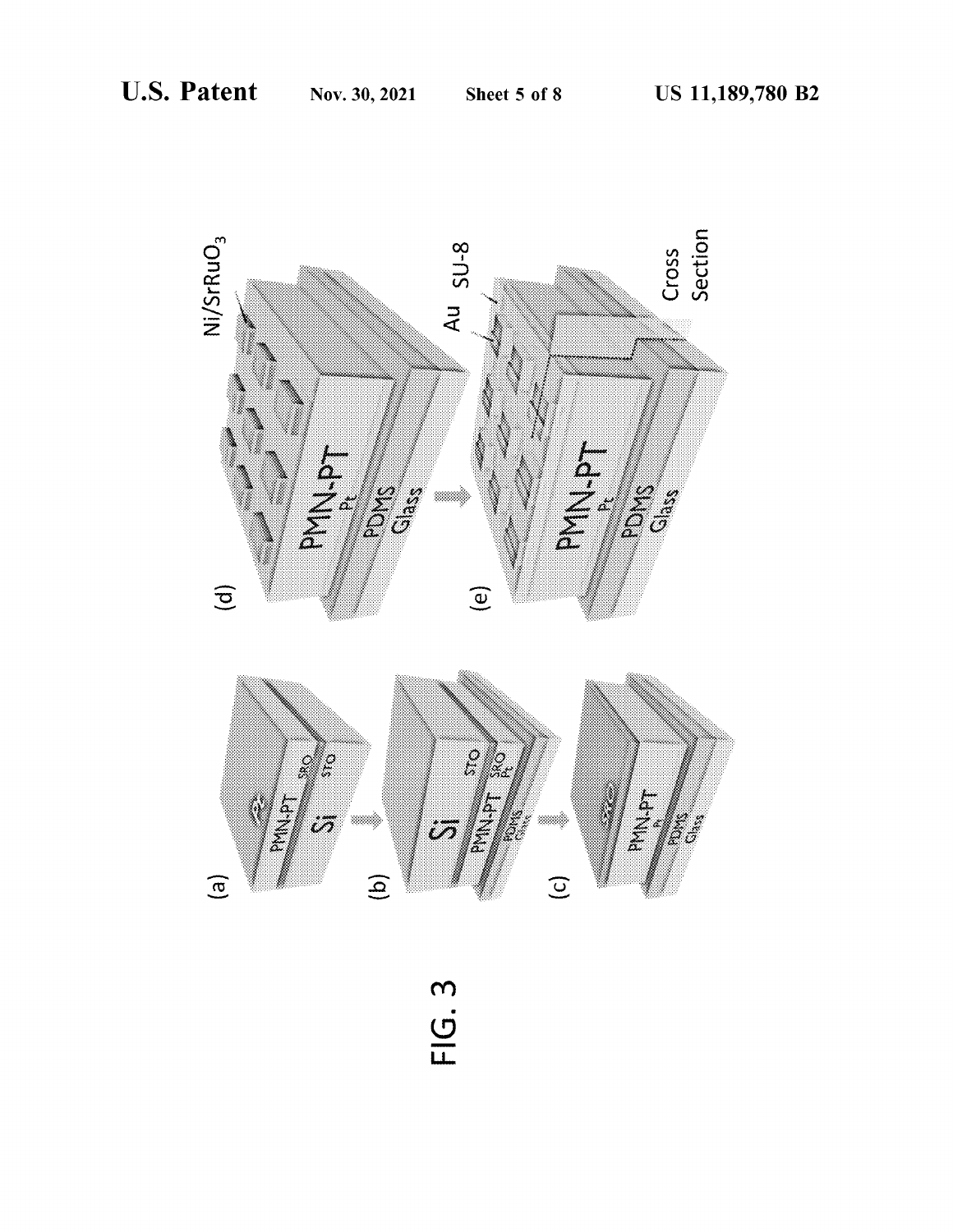FIG. 3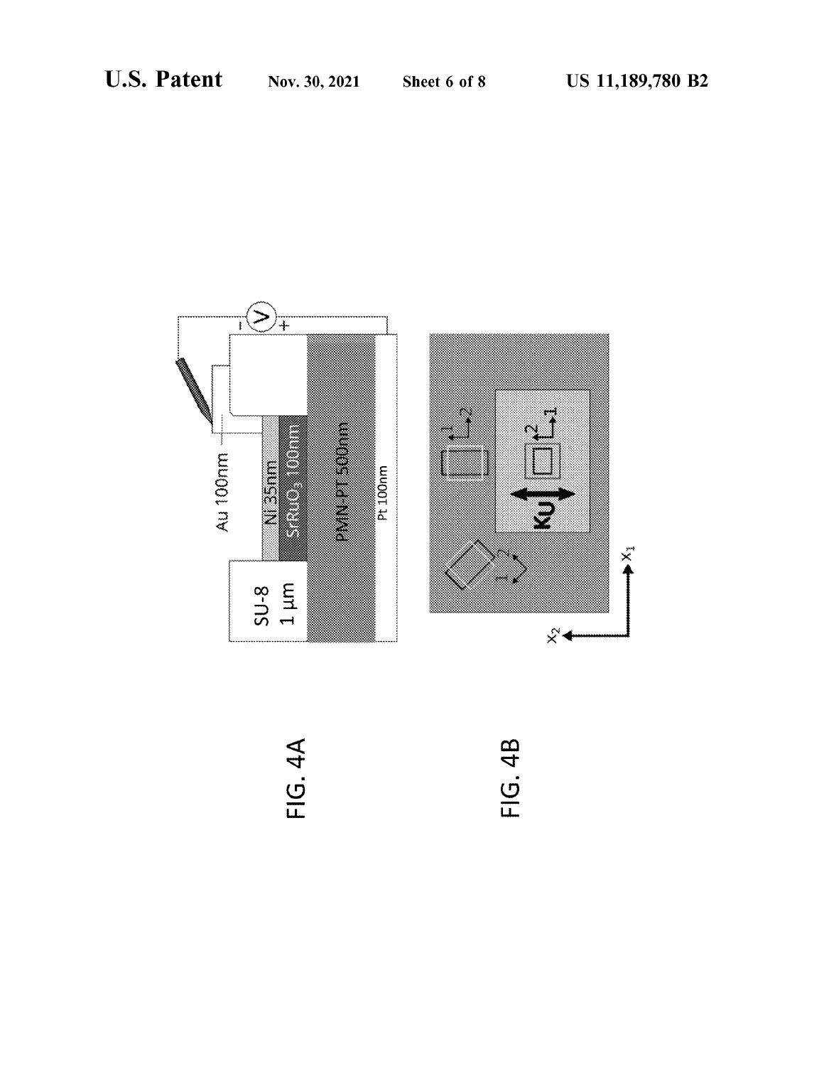Au 100nm

Ni 35nm

$SrRuO_3$ 100nm

PMN-PT 500nm

Pt 100nm

SU-8 1 µm

V

FIG. 4A

Ku

$x_1$

$x_2$

FIG. 4B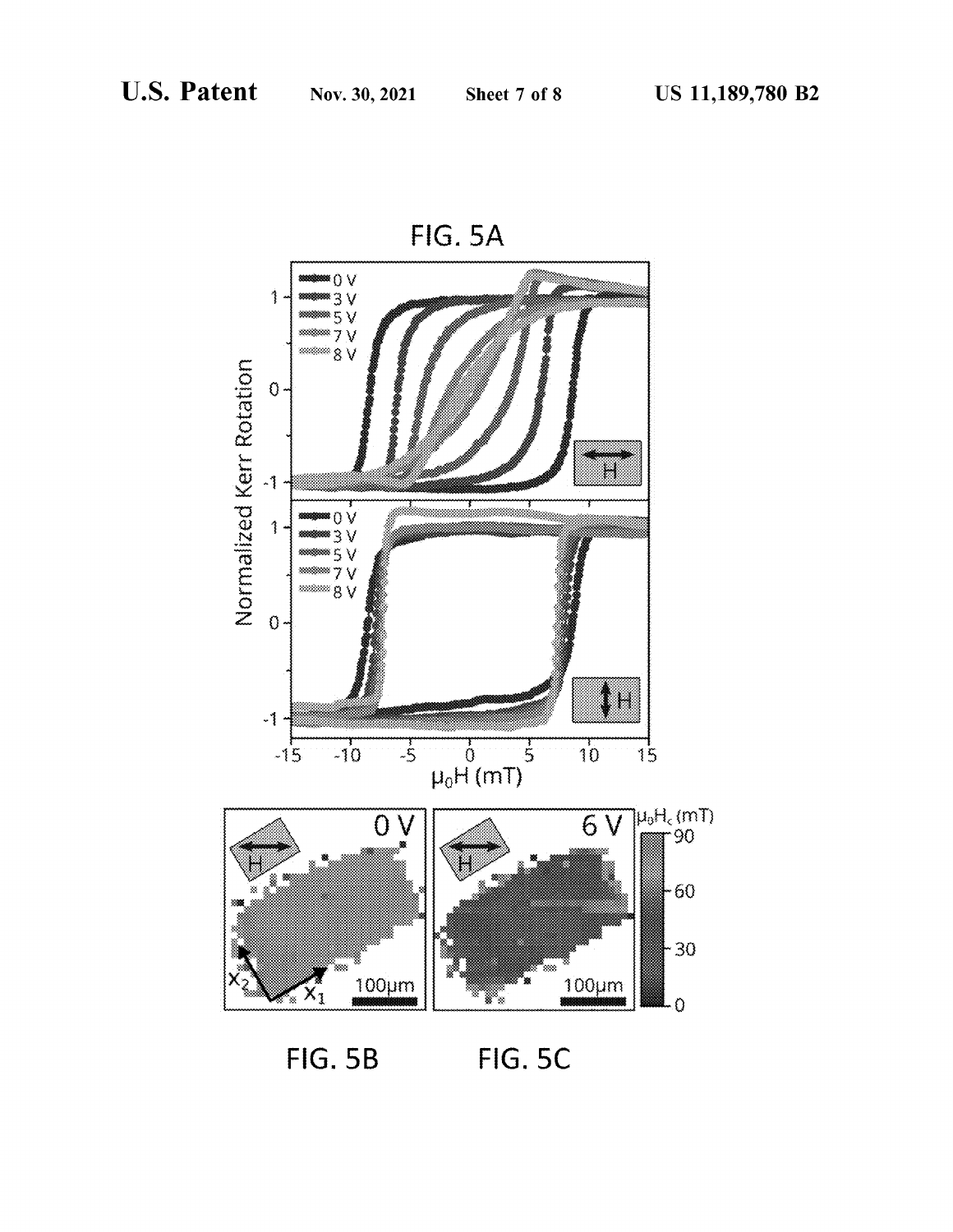FIG. 5A

FIG. 5B

FIG. 5C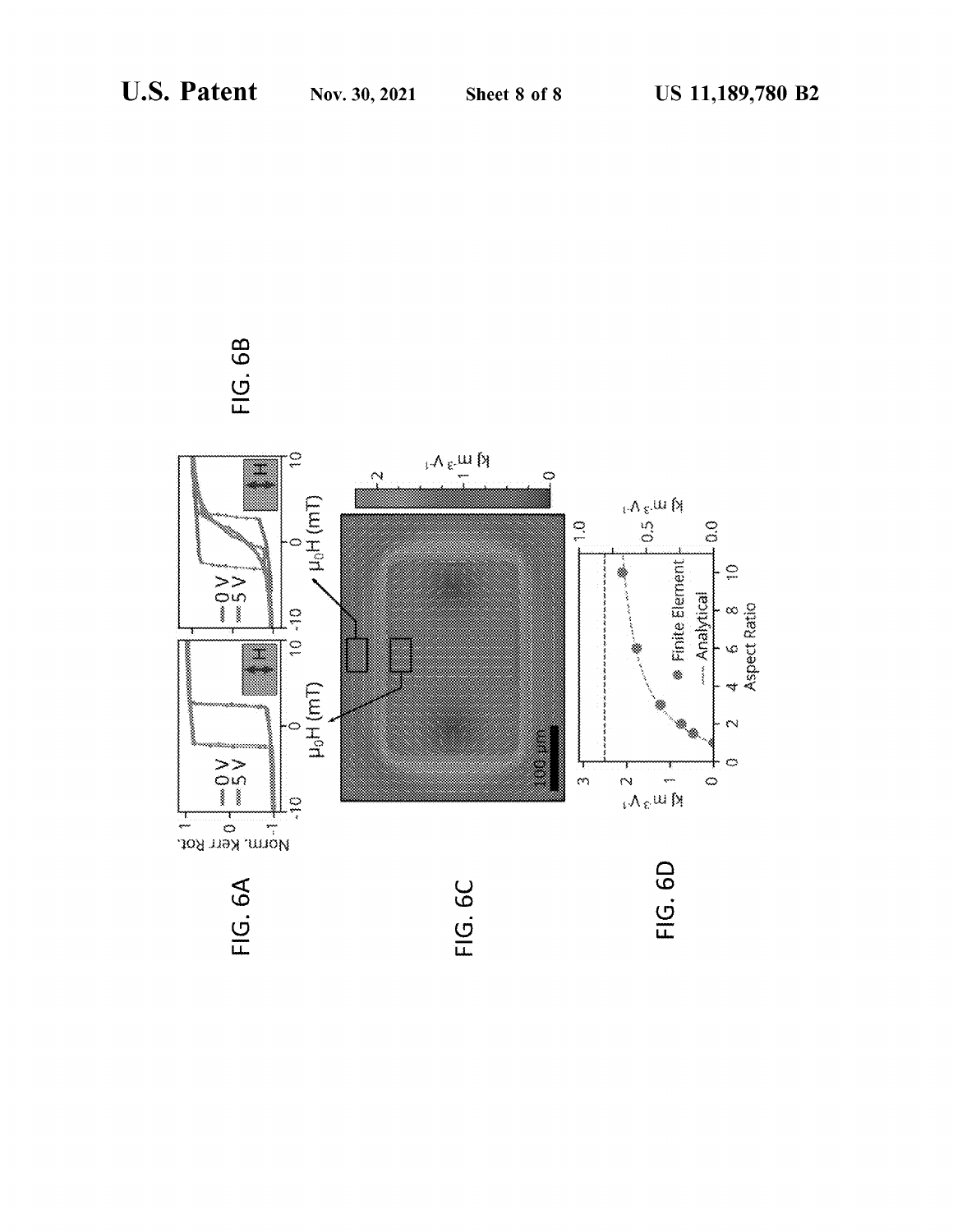FIG. 6A

FIG. 6B

FIG. 6C

FIG. 6D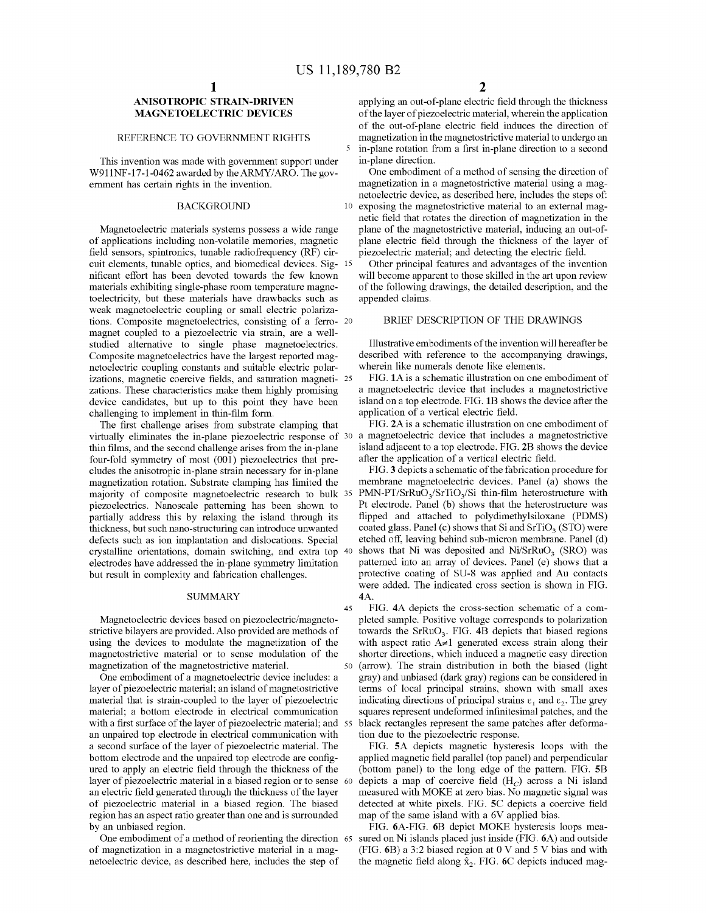# ANISOTROPIC STRAIN-DRIVEN MAGNETOELECTRIC DEVICES

## REFERENCE TO GOVERNMENT RIGHTS

This invention was made with government support under W911NF-17-1-0462 awarded by the ARMY/ARO. The government has certain rights in the invention.

## BACKGROUND

Magnetoelectric materials systems possess a wide range of applications including non-volatile memories, magnetic field sensors, spintronics, tunable radiofrequency (RF) circuit elements, tunable optics, and biomedical devices. Significant effort has been devoted towards the few known materials exhibiting single-phase room temperature magnetoelectricity, but these materials have drawbacks such as weak magnetoelectric coupling or small electric polarizations. Composite magnetoelectrics, consisting of a ferromagnet coupled to a piezoelectric via strain, are a well-studied alternative to single phase magnetoelectrics. Composite magnetoelectrics have the largest reported magnetoelectric coupling constants and suitable electric polarizations, magnetic coercive fields, and saturation magnetizations. These characteristics make them highly promising device candidates, but up to this point they have been challenging to implement in thin-film form.

The first challenge arises from substrate clamping that virtually eliminates the in-plane piezoelectric response of thin films, and the second challenge arises from the in-plane four-fold symmetry of most (001) piezoelectrics that precludes the anisotropic in-plane strain necessary for in-plane magnetization rotation. Substrate clamping has limited the majority of composite magnetoelectric research to bulk piezoelectrics. Nanoscale patterning has been shown to partially address this by relaxing the island through its thickness, but such nano-structuring can introduce unwanted defects such as ion implantation and dislocations. Special crystalline orientations, domain switching, and extra top electrodes have addressed the in-plane symmetry limitation but result in complexity and fabrication challenges.

## SUMMARY

Magnetoelectric devices based on piezoelectric/magnetostrictive bilayers are provided. Also provided are methods of using the devices to modulate the magnetization of the magnetostrictive material or to sense modulation of the magnetization of the magnetostrictive material.

One embodiment of a magnetoelectric device includes: a layer of piezoelectric material; an island of magnetostrictive material that is strain-coupled to the layer of piezoelectric material; a bottom electrode in electrical communication with a first surface of the layer of piezoelectric material; and an unpaired top electrode in electrical communication with a second surface of the layer of piezoelectric material. The bottom electrode and the unpaired top electrode are configured to apply an electric field through the thickness of the layer of piezoelectric material in a biased region or to sense an electric field generated through the thickness of the layer of piezoelectric material in a biased region. The biased region has an aspect ratio greater than one and is surrounded by an unbiased region.

One embodiment of a method of reorienting the direction of magnetization in a magnetostrictive material in a magnetoelectric device, as described here, includes the step of applying an out-of-plane electric field through the thickness of the layer of piezoelectric material, wherein the application of the out-of-plane electric field induces the direction of magnetization in the magnetostrictive material to undergo an in-plane rotation from a first in-plane direction to a second in-plane direction.

One embodiment of a method of sensing the direction of magnetization in a magnetostrictive material using a magnetoelectric device, as described here, includes the steps of: exposing the magnetostrictive material to an external magnetic field that rotates the direction of magnetization in the plane of the magnetostrictive material, inducing an out-of-plane electric field through the thickness of the layer of piezoelectric material; and detecting the electric field.

Other principal features and advantages of the invention will become apparent to those skilled in the art upon review of the following drawings, the detailed description, and the appended claims.

## BRIEF DESCRIPTION OF THE DRAWINGS

Illustrative embodiments of the invention will hereafter be described with reference to the accompanying drawings, wherein like numerals denote like elements.

FIG. 1A is a schematic illustration on one embodiment of a magnetoelectric device that includes a magnetostrictive island on a top electrode. FIG. 1B shows the device after the application of a vertical electric field.

FIG. 2A is a schematic illustration on one embodiment of a magnetoelectric device that includes a magnetostrictive island adjacent to a top electrode. FIG. 2B shows the device after the application of a vertical electric field.

FIG. 3 depicts a schematic of the fabrication procedure for membrane magnetoelectric devices. Panel (a) shows the PMN-PT/$SrRuO_3$/$SrTiO_3$/Si thin-film heterostructure with Pt electrode. Panel (b) shows that the heterostructure was flipped and attached to polydimethylsiloxane (PDMS) coated glass. Panel (c) shows that Si and $SrTiO_3$ (STO) were etched off, leaving behind sub-micron membrane. Panel (d) shows that Ni was deposited and Ni/$SrRuO_3$ (SRO) was patterned into an array of devices. Panel (e) shows that a protective coating of SU-8 was applied and Au contacts were added. The indicated cross section is shown in FIG. 4A.

FIG. 4A depicts the cross-section schematic of a completed sample. Positive voltage corresponds to polarization towards the $SrRuO_3$. FIG. 4B depicts that biased regions with aspect ratio $A \neq 1$ generated excess strain along their shorter directions, which induced a magnetic easy direction (arrow). The strain distribution in both the biased (light gray) and unbiased (dark gray) regions can be considered in terms of local principal strains, shown with small axes indicating directions of principal strains $\varepsilon_1$ and $\varepsilon_2$. The grey squares represent undeformed infinitesimal patches, and the black rectangles represent the same patches after deformation due to the piezoelectric response.

FIG. 5A depicts magnetic hysteresis loops with the applied magnetic field parallel (top panel) and perpendicular (bottom panel) to the long edge of the pattern. FIG. 5B depicts a map of coercive field ($H_C$) across a Ni island measured with MOKE at zero bias. No magnetic signal was detected at white pixels. FIG. 5C depicts a coercive field map of the same island with a 6V applied bias.

FIG. 6A-FIG. 6B depict MOKE hysteresis loops measured on Ni islands placed just inside (FIG. 6A) and outside (FIG. 6B) a 3:2 biased region at 0 V and 5 V bias and with the magnetic field along $\hat{x}_2$. FIG. 6C depicts induced mag-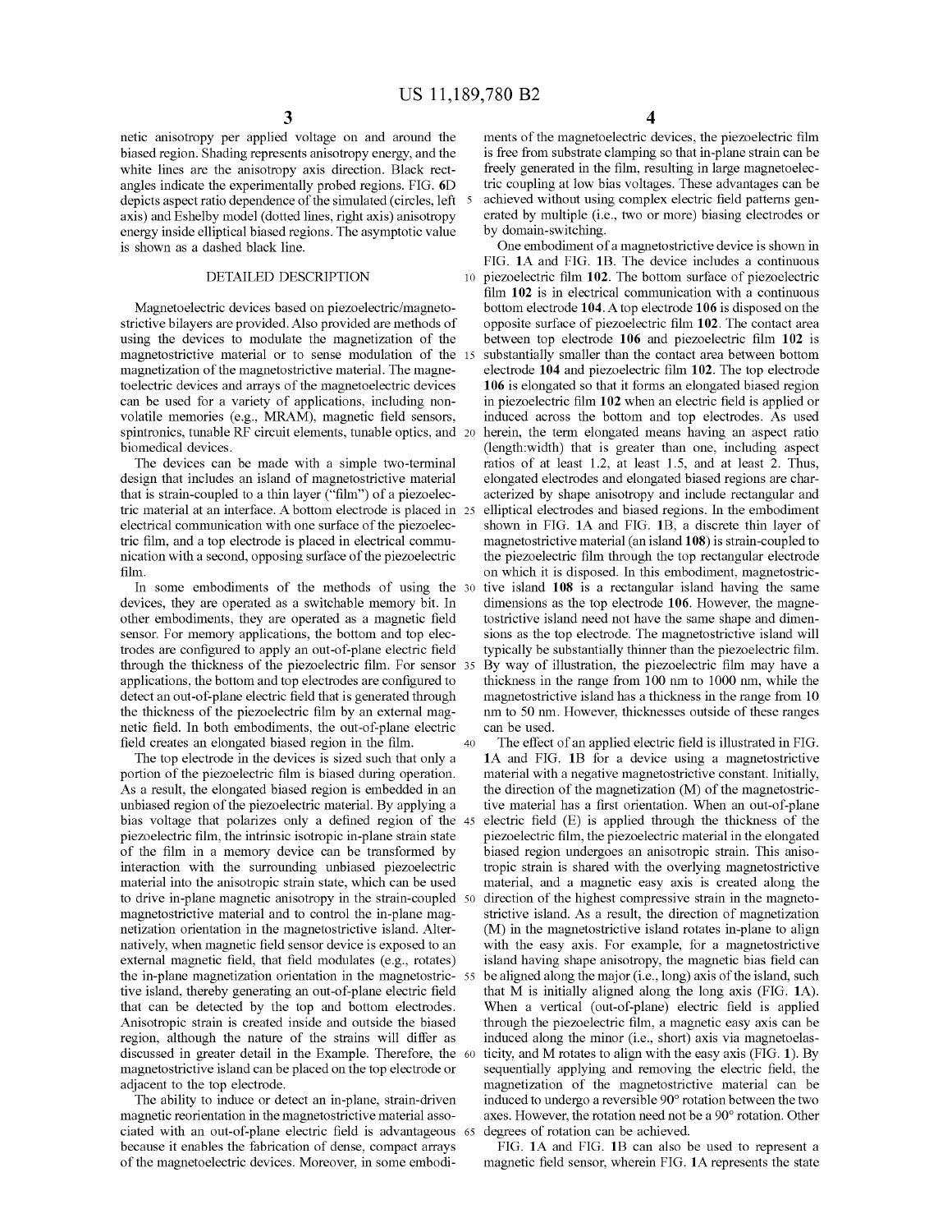netic anisotropy per applied voltage on and around the biased region. Shading represents anisotropy energy, and the white lines are the anisotropy axis direction. Black rectangles indicate the experimentally probed regions. FIG. 6D depicts aspect ratio dependence of the simulated (circles, left axis) and Eshelby model (dotted lines, right axis) anisotropy energy inside elliptical biased regions. The asymptotic value is shown as a dashed black line.

## DETAILED DESCRIPTION

Magnetoelectric devices based on piezoelectric/magnetostrictive bilayers are provided. Also provided are methods of using the devices to modulate the magnetization of the magnetostrictive material or to sense modulation of the magnetization of the magnetostrictive material. The magnetoelectric devices and arrays of the magnetoelectric devices can be used for a variety of applications, including non-volatile memories (e.g., MRAM), magnetic field sensors, spintronics, tunable RF circuit elements, tunable optics, and biomedical devices.

The devices can be made with a simple two-terminal design that includes an island of magnetostrictive material that is strain-coupled to a thin layer ("film") of a piezoelectric material at an interface. A bottom electrode is placed in electrical communication with one surface of the piezoelectric film, and a top electrode is placed in electrical communication with a second, opposing surface of the piezoelectric film.

In some embodiments of the methods of using the devices, they are operated as a switchable memory bit. In other embodiments, they are operated as a magnetic field sensor. For memory applications, the bottom and top electrodes are configured to apply an out-of-plane electric field through the thickness of the piezoelectric film. For sensor applications, the bottom and top electrodes are configured to detect an out-of-plane electric field that is generated through the thickness of the piezoelectric film by an external magnetic field. In both embodiments, the out-of-plane electric field creates an elongated biased region in the film.

The top electrode in the devices is sized such that only a portion of the piezoelectric film is biased during operation. As a result, the elongated biased region is embedded in an unbiased region of the piezoelectric material. By applying a bias voltage that polarizes only a defined region of the piezoelectric film, the intrinsic isotropic in-plane strain state of the film in a memory device can be transformed by interaction with the surrounding unbiased piezoelectric material into the anisotropic strain state, which can be used to drive in-plane magnetic anisotropy in the strain-coupled magnetostrictive material and to control the in-plane magnetization orientation in the magnetostrictive island. Alternatively, when magnetic field sensor device is exposed to an external magnetic field, that field modulates (e.g., rotates) the in-plane magnetization orientation in the magnetostrictive island, thereby generating an out-of-plane electric field that can be detected by the top and bottom electrodes. Anisotropic strain is created inside and outside the biased region, although the nature of the strains will differ as discussed in greater detail in the Example. Therefore, the magnetostrictive island can be placed on the top electrode or adjacent to the top electrode.

The ability to induce or detect an in-plane, strain-driven magnetic reorientation in the magnetostrictive material associated with an out-of-plane electric field is advantageous because it enables the fabrication of dense, compact arrays of the magnetoelectric devices. Moreover, in some embodiments of the magnetoelectric devices, the piezoelectric film is free from substrate clamping so that in-plane strain can be freely generated in the film, resulting in large magnetoelectric coupling at low bias voltages. These advantages can be achieved without using complex electric field patterns generated by multiple (i.e., two or more) biasing electrodes or by domain-switching.

One embodiment of a magnetostrictive device is shown in FIG. 1A and FIG. 1B. The device includes a continuous piezoelectric film 102. The bottom surface of piezoelectric film 102 is in electrical communication with a continuous bottom electrode 104. A top electrode 106 is disposed on the opposite surface of piezoelectric film 102. The contact area between top electrode 106 and piezoelectric film 102 is substantially smaller than the contact area between bottom electrode 104 and piezoelectric film 102. The top electrode 106 is elongated so that it forms an elongated biased region in piezoelectric film 102 when an electric field is applied or induced across the bottom and top electrodes. As used herein, the term elongated means having an aspect ratio (length:width) that is greater than one, including aspect ratios of at least 1.2, at least 1.5, and at least 2. Thus, elongated electrodes and elongated biased regions are characterized by shape anisotropy and include rectangular and elliptical electrodes and biased regions. In the embodiment shown in FIG. 1A and FIG. 1B, a discrete thin layer of magnetostrictive material (an island 108) is strain-coupled to the piezoelectric film through the top rectangular electrode on which it is disposed. In this embodiment, magnetostrictive island 108 is a rectangular island having the same dimensions as the top electrode 106. However, the magnetostrictive island need not have the same shape and dimensions as the top electrode. The magnetostrictive island will typically be substantially thinner than the piezoelectric film. By way of illustration, the piezoelectric film may have a thickness in the range from 100 nm to 1000 nm, while the magnetostrictive island has a thickness in the range from 10 nm to 50 nm. However, thicknesses outside of these ranges can be used.

The effect of an applied electric field is illustrated in FIG. 1A and FIG. 1B for a device using a magnetostrictive material with a negative magnetostrictive constant. Initially, the direction of the magnetization (M) of the magnetostrictive material has a first orientation. When an out-of-plane electric field (E) is applied through the thickness of the piezoelectric film, the piezoelectric material in the elongated biased region undergoes an anisotropic strain. This anisotropic strain is shared with the overlying magnetostrictive material, and a magnetic easy axis is created along the direction of the highest compressive strain in the magnetostrictive island. As a result, the direction of magnetization (M) in the magnetostrictive island rotates in-plane to align with the easy axis. For example, for a magnetostrictive island having shape anisotropy, the magnetic bias field can be aligned along the major (i.e., long) axis of the island, such that M is initially aligned along the long axis (FIG. 1A). When a vertical (out-of-plane) electric field is applied through the piezoelectric film, a magnetic easy axis can be induced along the minor (i.e., short) axis via magnetoelasticity, and M rotates to align with the easy axis (FIG. 1). By sequentially applying and removing the electric field, the magnetization of the magnetostrictive material can be induced to undergo a reversible 90° rotation between the two axes. However, the rotation need not be a 90° rotation. Other degrees of rotation can be achieved.

FIG. 1A and FIG. 1B can also be used to represent a magnetic field sensor, wherein FIG. 1A represents the state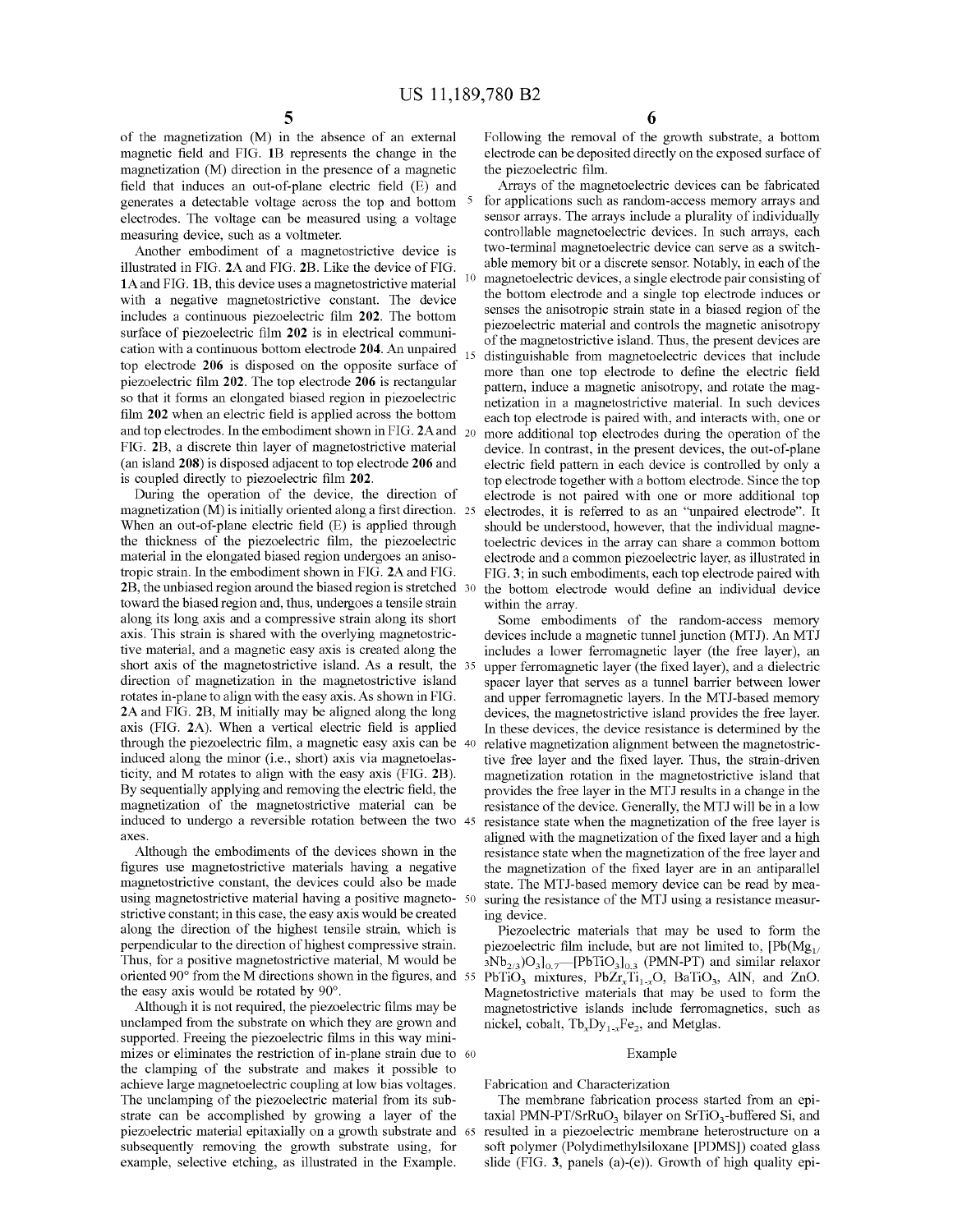of the magnetization (M) in the absence of an external magnetic field and FIG. 1B represents the change in the magnetization (M) direction in the presence of a magnetic field that induces an out-of-plane electric field (E) and generates a detectable voltage across the top and bottom electrodes. The voltage can be measured using a voltage measuring device, such as a voltmeter.

Another embodiment of a magnetostrictive device is illustrated in FIG. 2A and FIG. 2B. Like the device of FIG. 1A and FIG. 1B, this device uses a magnetostrictive material with a negative magnetostrictive constant. The device includes a continuous piezoelectric film 202. The bottom surface of piezoelectric film 202 is in electrical communication with a continuous bottom electrode 204. An unpaired top electrode 206 is disposed on the opposite surface of piezoelectric film 202. The top electrode 206 is rectangular so that it forms an elongated biased region in piezoelectric film 202 when an electric field is applied across the bottom and top electrodes. In the embodiment shown in FIG. 2A and FIG. 2B, a discrete thin layer of magnetostrictive material (an island 208) is disposed adjacent to top electrode 206 and is coupled directly to piezoelectric film 202.

During the operation of the device, the direction of magnetization (M) is initially oriented along a first direction. When an out-of-plane electric field (E) is applied through the thickness of the piezoelectric film, the piezoelectric material in the elongated biased region undergoes an anisotropic strain. In the embodiment shown in FIG. 2A and FIG. 2B, the unbiased region around the biased region is stretched toward the biased region and, thus, undergoes a tensile strain along its long axis and a compressive strain along its short axis. This strain is shared with the overlying magnetostrictive material, and a magnetic easy axis is created along the short axis of the magnetostrictive island. As a result, the direction of magnetization in the magnetostrictive island rotates in-plane to align with the easy axis. As shown in FIG. 2A and FIG. 2B, M initially may be aligned along the long axis (FIG. 2A). When a vertical electric field is applied through the piezoelectric film, a magnetic easy axis can be induced along the minor (i.e., short) axis via magnetoelasticity, and M rotates to align with the easy axis (FIG. 2B). By sequentially applying and removing the electric field, the magnetization of the magnetostrictive material can be induced to undergo a reversible rotation between the two axes.

Although the embodiments of the devices shown in the figures use magnetostrictive materials having a negative magnetostrictive constant, the devices could also be made using magnetostrictive material having a positive magnetostrictive constant; in this case, the easy axis would be created along the direction of the highest tensile strain, which is perpendicular to the direction of highest compressive strain. Thus, for a positive magnetostrictive material, M would be oriented 90° from the M directions shown in the figures, and the easy axis would be rotated by 90°.

Although it is not required, the piezoelectric films may be unclamped from the substrate on which they are grown and supported. Freeing the piezoelectric films in this way minimizes or eliminates the restriction of in-plane strain due to the clamping of the substrate and makes it possible to achieve large magnetoelectric coupling at low bias voltages. The unclamping of the piezoelectric material from its substrate can be accomplished by growing a layer of the piezoelectric material epitaxially on a growth substrate and subsequently removing the growth substrate using, for example, selective etching, as illustrated in the Example. Following the removal of the growth substrate, a bottom electrode can be deposited directly on the exposed surface of the piezoelectric film.

Arrays of the magnetoelectric devices can be fabricated for applications such as random-access memory arrays and sensor arrays. The arrays include a plurality of individually controllable magnetoelectric devices. In such arrays, each two-terminal magnetoelectric device can serve as a switchable memory bit or a discrete sensor. Notably, in each of the magnetoelectric devices, a single electrode pair consisting of the bottom electrode and a single top electrode induces or senses the anisotropic strain state in a biased region of the piezoelectric material and controls the magnetic anisotropy of the magnetostrictive island. Thus, the present devices are distinguishable from magnetoelectric devices that include more than one top electrode to define the electric field pattern, induce a magnetic anisotropy, and rotate the magnetization in a magnetostrictive material. In such devices each top electrode is paired with, and interacts with, one or more additional top electrodes during the operation of the device. In contrast, in the present devices, the out-of-plane electric field pattern in each device is controlled by only a top electrode together with a bottom electrode. Since the top electrode is not paired with one or more additional top electrodes, it is referred to as an "unpaired electrode". It should be understood, however, that the individual magnetoelectric devices in the array can share a common bottom electrode and a common piezoelectric layer, as illustrated in FIG. 3; in such embodiments, each top electrode paired with the bottom electrode would define an individual device within the array.

Some embodiments of the random-access memory devices include a magnetic tunnel junction (MTJ). An MTJ includes a lower ferromagnetic layer (the free layer), an upper ferromagnetic layer (the fixed layer), and a dielectric spacer layer that serves as a tunnel barrier between lower and upper ferromagnetic layers. In the MTJ-based memory devices, the magnetostrictive island provides the free layer. In these devices, the device resistance is determined by the relative magnetization alignment between the magnetostrictive free layer and the fixed layer. Thus, the strain-driven magnetization rotation in the magnetostrictive island that provides the free layer in the MTJ results in a change in the resistance of the device. Generally, the MTJ will be in a low resistance state when the magnetization of the free layer is aligned with the magnetization of the fixed layer and a high resistance state when the magnetization of the free layer and the magnetization of the fixed layer are in an antiparallel state. The MTJ-based memory device can be read by measuring the resistance of the MTJ using a resistance measuring device.

Piezoelectric materials that may be used to form the piezoelectric film include, but are not limited to, $[Pb(Mg_{1/3}Nb_{2/3})O_3]_{0.7}$—$[PbTiO_3]_{0.3}$ (PMN-PT) and similar relaxor $PbTiO_3$ mixtures, $PbZr_xTi_{1-x}O$, $BaTiO_3$, AlN, and ZnO. Magnetostrictive materials that may be used to form the magnetostrictive islands include ferromagnetics, such as nickel, cobalt, $Tb_xDy_{1-x}Fe_2$, and Metglas.

## Example

### Fabrication and Characterization

The membrane fabrication process started from an epitaxial PMN-PT/$SrRuO_3$ bilayer on $SrTiO_3$-buffered Si, and resulted in a piezoelectric membrane heterostructure on a soft polymer (Polydimethylsiloxane [PDMS]) coated glass slide (FIG. 3, panels (a)-(e)). Growth of high quality epi-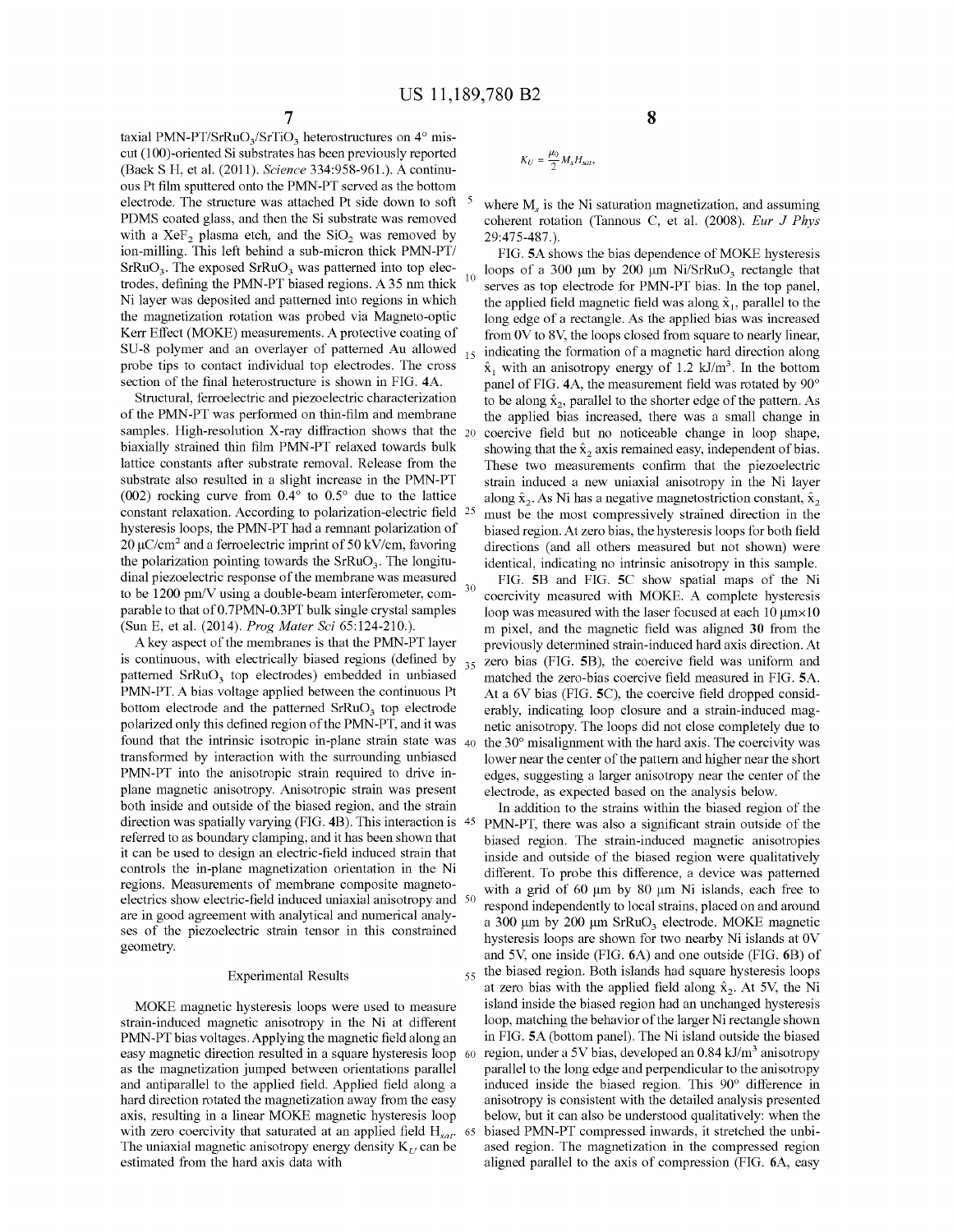taxial PMN-PT/$SrRuO_3$/$SrTiO_3$ heterostructures on 4° miscut (100)-oriented Si substrates has been previously reported (Baek S H, et al. (2011). *Science* 334:958-961.). A continuous Pt film sputtered onto the PMN-PT served as the bottom electrode. The structure was attached Pt side down to soft PDMS coated glass, and then the Si substrate was removed with a $XeF_2$ plasma etch, and the $SiO_2$ was removed by ion-milling. This left behind a sub-micron thick PMN-PT/$SrRuO_3$. The exposed $SrRuO_3$ was patterned into top electrodes, defining the PMN-PT biased regions. A 35 nm thick Ni layer was deposited and patterned into regions in which the magnetization rotation was probed via Magneto-optic Kerr Effect (MOKE) measurements. A protective coating of SU-8 polymer and an overlayer of patterned Au allowed probe tips to contact individual top electrodes. The cross section of the final heterostructure is shown in FIG. 4A.

Structural, ferroelectric and piezoelectric characterization of the PMN-PT was performed on thin-film and membrane samples. High-resolution X-ray diffraction shows that the biaxially strained thin film PMN-PT relaxed towards bulk lattice constants after substrate removal. Release from the substrate also resulted in a slight increase in the PMN-PT (002) rocking curve from 0.4° to 0.5° due to the lattice constant relaxation. According to polarization-electric field hysteresis loops, the PMN-PT had a remnant polarization of 20 μC/cm² and a ferroelectric imprint of 50 kV/cm, favoring the polarization pointing towards the $SrRuO_3$. The longitudinal piezoelectric response of the membrane was measured to be 1200 pm/V using a double-beam interferometer, comparable to that of 0.7PMN-0.3PT bulk single crystal samples (Sun E, et al. (2014). *Prog Mater Sci* 65:124-210.).

A key aspect of the membranes is that the PMN-PT layer is continuous, with electrically biased regions (defined by patterned $SrRuO_3$ top electrodes) embedded in unbiased PMN-PT. A bias voltage applied between the continuous Pt bottom electrode and the patterned $SrRuO_3$ top electrode polarized only this defined region of the PMN-PT, and it was found that the intrinsic isotropic in-plane strain state was transformed by interaction with the surrounding unbiased PMN-PT into the anisotropic strain required to drive in-plane magnetic anisotropy. Anisotropic strain was present both inside and outside of the biased region, and the strain direction was spatially varying (FIG. 4B). This interaction is referred to as boundary clamping, and it has been shown that it can be used to design an electric-field induced strain that controls the in-plane magnetization orientation in the Ni regions. Measurements of membrane composite magnetoelectrics show electric-field induced uniaxial anisotropy and are in good agreement with analytical and numerical analyses of the piezoelectric strain tensor in this constrained geometry.

## Experimental Results

MOKE magnetic hysteresis loops were used to measure strain-induced magnetic anisotropy in the Ni at different PMN-PT bias voltages. Applying the magnetic field along an easy magnetic direction resulted in a square hysteresis loop as the magnetization jumped between orientations parallel and antiparallel to the applied field. Applied field along a hard direction rotated the magnetization away from the easy axis, resulting in a linear MOKE magnetic hysteresis loop with zero coercivity that saturated at an applied field $H_{sat}$. The uniaxial magnetic anisotropy energy density $K_U$ can be estimated from the hard axis data with

$$K_U = \frac{\mu_0}{2} M_s H_{sat},$$

where $M_s$ is the Ni saturation magnetization, and assuming coherent rotation (Tannous C, et al. (2008). *Eur J Phys* 29:475-487.).

FIG. 5A shows the bias dependence of MOKE hysteresis loops of a 300 μm by 200 μm Ni/$SrRuO_3$ rectangle that serves as top electrode for PMN-PT bias. In the top panel, the applied field magnetic field was along $\hat{x}_1$, parallel to the long edge of a rectangle. As the applied bias was increased from 0V to 8V, the loops closed from square to nearly linear, indicating the formation of a magnetic hard direction along $\hat{x}_1$ with an anisotropy energy of 1.2 kJ/m³. In the bottom panel of FIG. 4A, the measurement field was rotated by 90° to be along $\hat{x}_2$, parallel to the shorter edge of the pattern. As the applied bias increased, there was a small change in coercive field but no noticeable change in loop shape, showing that the $\hat{x}_2$ axis remained easy, independent of bias. These two measurements confirm that the piezoelectric strain induced a new uniaxial anisotropy in the Ni layer along $\hat{x}_2$. As Ni has a negative magnetostriction constant, $\hat{x}_2$ must be the most compressively strained direction in the biased region. At zero bias, the hysteresis loops for both field directions (and all others measured but not shown) were identical, indicating no intrinsic anisotropy in this sample.

FIG. 5B and FIG. 5C show spatial maps of the Ni coercivity measured with MOKE. A complete hysteresis loop was measured with the laser focused at each 10 μm×10 m pixel, and the magnetic field was aligned 30 from the previously determined strain-induced hard axis direction. At zero bias (FIG. 5B), the coercive field was uniform and matched the zero-bias coercive field measured in FIG. 5A. At a 6V bias (FIG. 5C), the coercive field dropped considerably, indicating loop closure and a strain-induced magnetic anisotropy. The loops did not close completely due to the 30° misalignment with the hard axis. The coercivity was lower near the center of the pattern and higher near the short edges, suggesting a larger anisotropy near the center of the electrode, as expected based on the analysis below.

In addition to the strains within the biased region of the PMN-PT, there was also a significant strain outside of the biased region. The strain-induced magnetic anisotropies inside and outside of the biased region were qualitatively different. To probe this difference, a device was patterned with a grid of 60 μm by 80 μm Ni islands, each free to respond independently to local strains, placed on and around a 300 μm by 200 μm $SrRuO_3$ electrode. MOKE magnetic hysteresis loops are shown for two nearby Ni islands at 0V and 5V, one inside (FIG. 6A) and one outside (FIG. 6B) of the biased region. Both islands had square hysteresis loops at zero bias with the applied field along $\hat{x}_2$. At 5V, the Ni island inside the biased region had an unchanged hysteresis loop, matching the behavior of the larger Ni rectangle shown in FIG. 5A (bottom panel). The Ni island outside the biased region, under a 5V bias, developed an 0.84 kJ/m³ anisotropy parallel to the long edge and perpendicular to the anisotropy induced inside the biased region. This 90° difference in anisotropy is consistent with the detailed analysis presented below, but it can also be understood qualitatively: when the biased PMN-PT compressed inwards, it stretched the unbiased region. The magnetization in the compressed region aligned parallel to the axis of compression (FIG. 6A, easy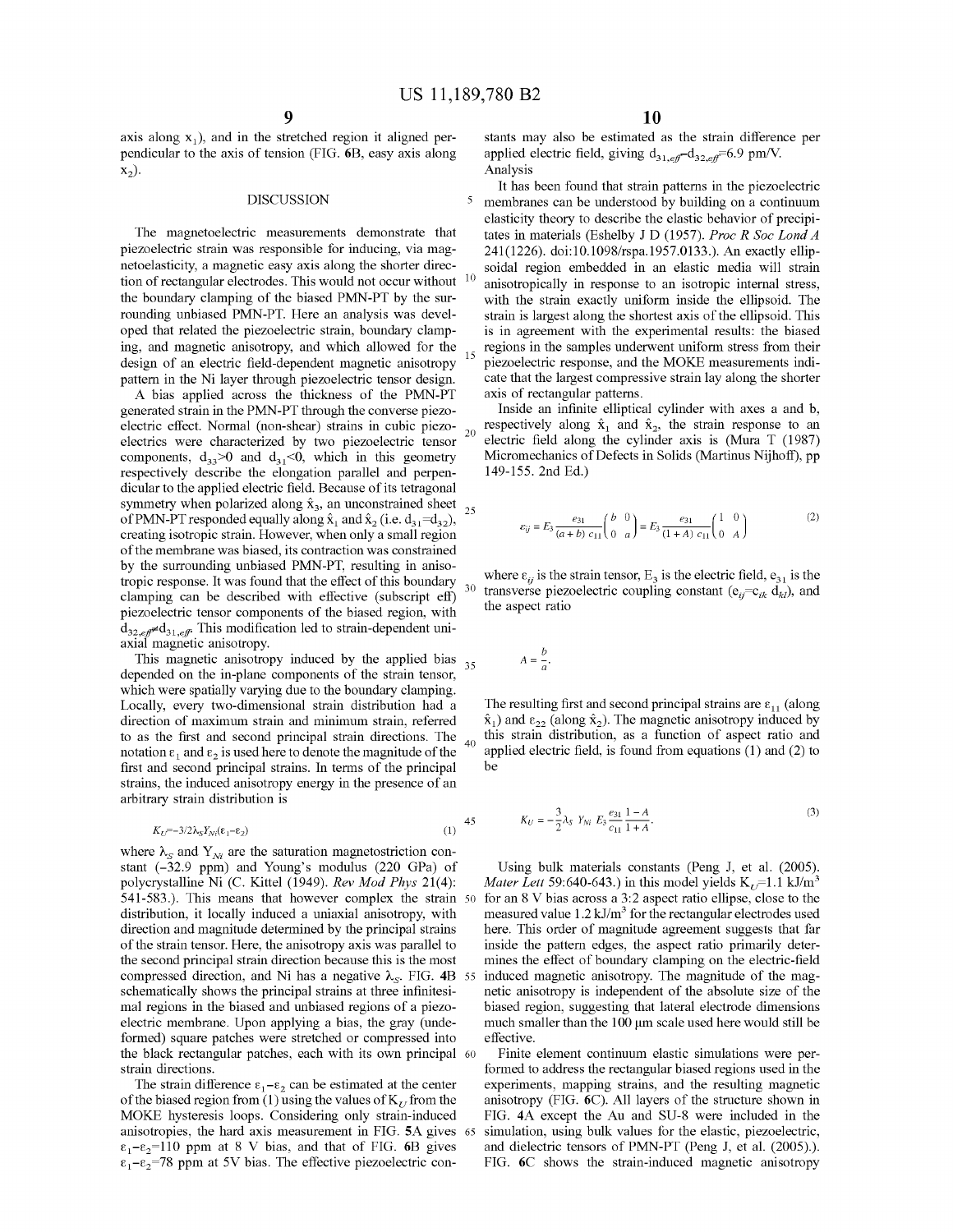axis along $x_1$), and in the stretched region it aligned perpendicular to the axis of tension (FIG. 6B, easy axis along $x_2$).

## DISCUSSION

The magnetoelectric measurements demonstrate that piezoelectric strain was responsible for inducing, via magnetoelasticity, a magnetic easy axis along the shorter direction of rectangular electrodes. This would not occur without the boundary clamping of the biased PMN-PT by the surrounding unbiased PMN-PT. Here an analysis was developed that related the piezoelectric strain, boundary clamping, and magnetic anisotropy, and which allowed for the design of an electric field-dependent magnetic anisotropy pattern in the Ni layer through piezoelectric tensor design.

A bias applied across the thickness of the PMN-PT generated strain in the PMN-PT through the converse piezoelectric effect. Normal (non-shear) strains in cubic piezoelectrics were characterized by two piezoelectric tensor components, $d_{33}>0$ and $d_{31}<0$, which in this geometry respectively describe the elongation parallel and perpendicular to the applied electric field. Because of its tetragonal symmetry when polarized along $\hat{x}_3$, an unconstrained sheet of PMN-PT responded equally along $\hat{x}_1$ and $\hat{x}_2$ (i.e. $d_{31}=d_{32}$), creating isotropic strain. However, when only a small region of the membrane was biased, its contraction was constrained by the surrounding unbiased PMN-PT, resulting in anisotropic response. It was found that the effect of this boundary clamping can be described with effective (subscript eff) piezoelectric tensor components of the biased region, with $d_{32,eff} \neq d_{31,eff}$. This modification led to strain-dependent uniaxial magnetic anisotropy.

This magnetic anisotropy induced by the applied bias depended on the in-plane components of the strain tensor, which were spatially varying due to the boundary clamping. Locally, every two-dimensional strain distribution had a direction of maximum strain and minimum strain, referred to as the first and second principal strain directions. The notation $\varepsilon_1$ and $\varepsilon_2$ is used here to denote the magnitude of the first and second principal strains. In terms of the principal strains, the induced anisotropy energy in the presence of an arbitrary strain distribution is

$$K_U = -3/2 \lambda_S Y_{Ni} (\varepsilon_1 - \varepsilon_2) \tag{1}$$

where $\lambda_S$ and $Y_{Ni}$ are the saturation magnetostriction constant (−32.9 ppm) and Young's modulus (220 GPa) of polycrystalline Ni (C. Kittel (1949). *Rev Mod Phys* 21(4): 541-583.). This means that however complex the strain distribution, it locally induced a uniaxial anisotropy, with direction and magnitude determined by the principal strains of the strain tensor. Here, the anisotropy axis was parallel to the second principal strain direction because this is the most compressed direction, and Ni has a negative $\lambda_S$. FIG. 4B schematically shows the principal strains at three infinitesimal regions in the biased and unbiased regions of a piezoelectric membrane. Upon applying a bias, the gray (undeformed) square patches were stretched or compressed into the black rectangular patches, each with its own principal strain directions.

The strain difference $\varepsilon_1-\varepsilon_2$ can be estimated at the center of the biased region from (1) using the values of $K_U$ from the MOKE hysteresis loops. Considering only strain-induced anisotropies, the hard axis measurement in FIG. 5A gives $\varepsilon_1-\varepsilon_2=110$ ppm at 8 V bias, and that of FIG. 6B gives $\varepsilon_1-\varepsilon_2=78$ ppm at 5V bias. The effective piezoelectric constants may also be estimated as the strain difference per applied electric field, giving $d_{31,eff}-d_{32,eff}=6.9$ pm/V.

### Analysis

It has been found that strain patterns in the piezoelectric membranes can be understood by building on a continuum elasticity theory to describe the elastic behavior of precipitates in materials (Eshelby J D (1957). *Proc R Soc Lond A* 241(1226). doi:10.1098/rspa.1957.0133.). An exactly ellipsoidal region embedded in an elastic media will strain anisotropically in response to an isotropic internal stress, with the strain exactly uniform inside the ellipsoid. The strain is largest along the shortest axis of the ellipsoid. This is in agreement with the experimental results: the biased regions in the samples underwent uniform stress from their piezoelectric response, and the MOKE measurements indicate that the largest compressive strain lay along the shorter axis of rectangular patterns.

Inside an infinite elliptical cylinder with axes a and b, respectively along $\hat{x}_1$ and $\hat{x}_2$, the strain response to an electric field along the cylinder axis is (Mura T (1987) Micromechanics of Defects in Solids (Martinus Nijhoff), pp 149-155. 2nd Ed.)

$$\varepsilon_{ij} = E_3 \frac{e_{31}}{(a+b)c_{11}} \begin{pmatrix} b & 0 \\ 0 & a \end{pmatrix} = E_3 \frac{e_{31}}{(1+A)c_{11}} \begin{pmatrix} 1 & 0 \\ 0 & A \end{pmatrix} \tag{2}$$

where $\varepsilon_{ij}$ is the strain tensor, $E_3$ is the electric field, $e_{31}$ is the transverse piezoelectric coupling constant ($e_{ij}=c_{ik} d_{kj}$), and the aspect ratio

$$A = \frac{b}{a}.$$

The resulting first and second principal strains are $\varepsilon_{11}$ (along $\hat{x}_1$) and $\varepsilon_{22}$ (along $\hat{x}_2$). The magnetic anisotropy induced by this strain distribution, as a function of aspect ratio and applied electric field, is found from equations (1) and (2) to be

$$K_U = -\frac{3}{2} \lambda_S Y_{Ni} E_3 \frac{e_{31}}{c_{11}} \frac{1-A}{1+A}. \tag{3}$$

Using bulk materials constants (Peng J, et al. (2005). *Mater Lett* 59:640-643.) in this model yields $K_U=1.1$ kJ/m³ for an 8 V bias across a 3:2 aspect ratio ellipse, close to the measured value 1.2 kJ/m³ for the rectangular electrodes used here. This order of magnitude agreement suggests that far inside the pattern edges, the aspect ratio primarily determines the effect of boundary clamping on the electric-field induced magnetic anisotropy. The magnitude of the magnetic anisotropy is independent of the absolute size of the biased region, suggesting that lateral electrode dimensions much smaller than the 100 μm scale used here would still be effective.

Finite element continuum elastic simulations were performed to address the rectangular biased regions used in the experiments, mapping strains, and the resulting magnetic anisotropy (FIG. 6C). All layers of the structure shown in FIG. 4A except the Au and SU-8 were included in the simulation, using bulk values for the elastic, piezoelectric, and dielectric tensors of PMN-PT (Peng J, et al. (2005).). FIG. 6C shows the strain-induced magnetic anisotropy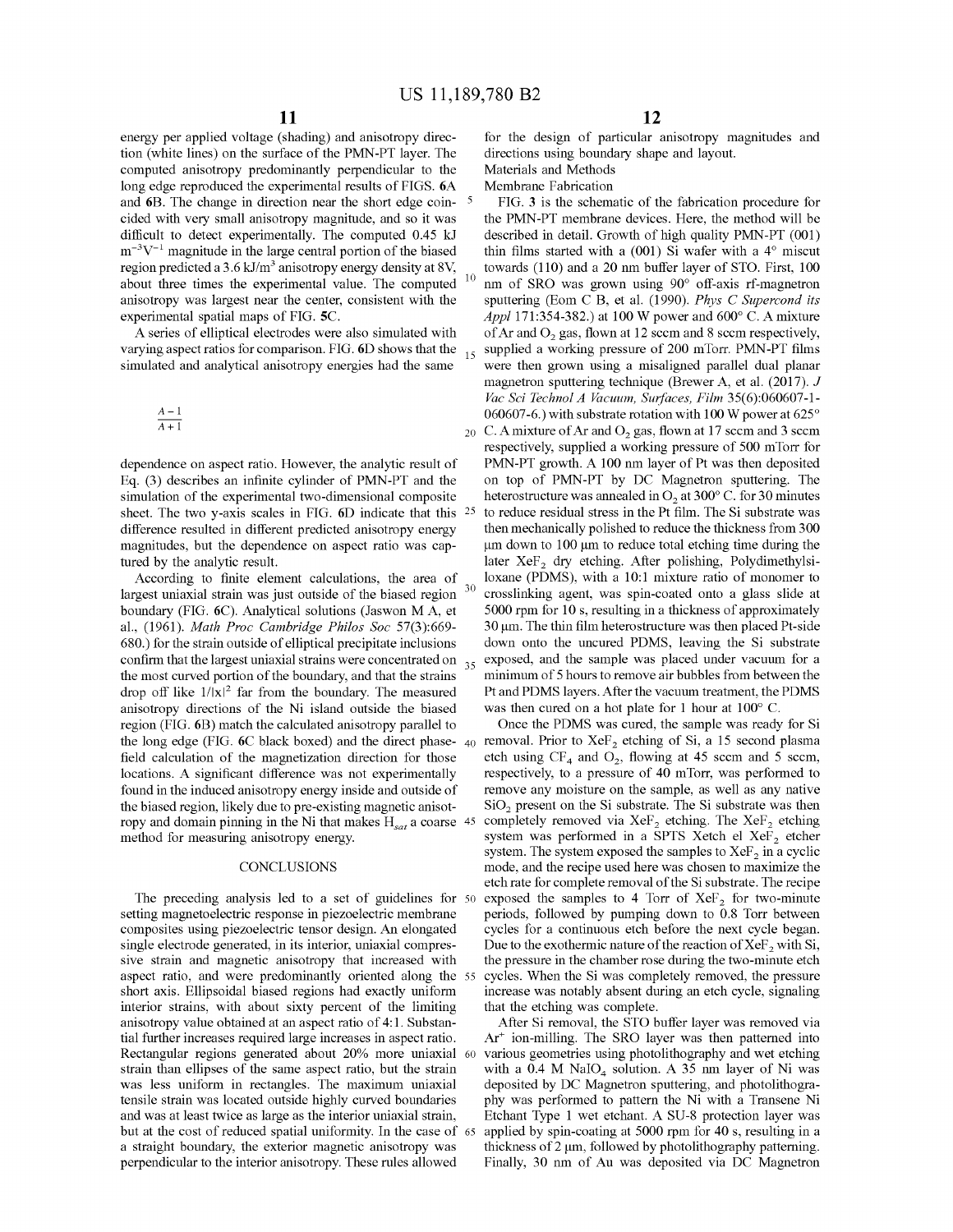energy per applied voltage (shading) and anisotropy direction (white lines) on the surface of the PMN-PT layer. The computed anisotropy predominantly perpendicular to the long edge reproduced the experimental results of FIGS. **6A** and **6B**. The change in direction near the short edge coincided with very small anisotropy magnitude, and so it was difficult to detect experimentally. The computed 0.45 kJ $m^{-3}V^{-1}$ magnitude in the large central portion of the biased region predicted a 3.6 kJ/$m^3$ anisotropy energy density at 8V, about three times the experimental value. The computed anisotropy was largest near the center, consistent with the experimental spatial maps of FIG. **5C**.

A series of elliptical electrodes were also simulated with varying aspect ratios for comparison. FIG. **6D** shows that the simulated and analytical anisotropy energies had the same

$$\frac{A-1}{A+1}$$

dependence on aspect ratio. However, the analytic result of Eq. (3) describes an infinite cylinder of PMN-PT and the simulation of the experimental two-dimensional composite sheet. The two y-axis scales in FIG. **6D** indicate that this difference resulted in different predicted anisotropy energy magnitudes, but the dependence on aspect ratio was captured by the analytic result.

According to finite element calculations, the area of largest uniaxial strain was just outside of the biased region boundary (FIG. **6C**). Analytical solutions (Jaswon M A, et al., (1961). *Math Proc Cambridge Philos Soc* 57(3):669-680.) for the strain outside of elliptical precipitate inclusions confirm that the largest uniaxial strains were concentrated on the most curved portion of the boundary, and that the strains drop off like $1/|x|^2$ far from the boundary. The measured anisotropy directions of the Ni island outside the biased region (FIG. **6B**) match the calculated anisotropy parallel to the long edge (FIG. **6C** black boxed) and the direct phase-field calculation of the magnetization direction for those locations. A significant difference was not experimentally found in the induced anisotropy energy inside and outside of the biased region, likely due to pre-existing magnetic anisotropy and domain pinning in the Ni that makes $H_{sat}$ a coarse method for measuring anisotropy energy.

## CONCLUSIONS

The preceding analysis led to a set of guidelines for setting magnetoelectric response in piezoelectric membrane composites using piezoelectric tensor design. An elongated single electrode generated, in its interior, uniaxial compressive strain and magnetic anisotropy that increased with aspect ratio, and were predominantly oriented along the short axis. Ellipsoidal biased regions had exactly uniform interior strains, with about sixty percent of the limiting anisotropy value obtained at an aspect ratio of 4:1. Substantial further increases required large increases in aspect ratio. Rectangular regions generated about 20% more uniaxial strain than ellipses of the same aspect ratio, but the strain was less uniform in rectangles. The maximum uniaxial tensile strain was located outside highly curved boundaries and was at least twice as large as the interior uniaxial strain, but at the cost of reduced spatial uniformity. In the case of a straight boundary, the exterior magnetic anisotropy was perpendicular to the interior anisotropy. These rules allowed for the design of particular anisotropy magnitudes and directions using boundary shape and layout.

Materials and Methods

Membrane Fabrication

FIG. **3** is the schematic of the fabrication procedure for the PMN-PT membrane devices. Here, the method will be described in detail. Growth of high quality PMN-PT (001) thin films started with a (001) Si wafer with a 4° miscut towards (110) and a 20 nm buffer layer of STO. First, 100 nm of SRO was grown using 90° off-axis rf-magnetron sputtering (Eom C B, et al. (1990). *Phys C Supercond its Appl* 171:354-382.) at 100 W power and 600° C. A mixture of Ar and $O_2$ gas, flown at 12 sccm and 8 sccm respectively, supplied a working pressure of 200 mTorr. PMN-PT films were then grown using a misaligned parallel dual planar magnetron sputtering technique (Brewer A, et al. (2017). *J Vac Sci Technol A Vacuum, Surfaces, Film* 35(6):060607-1-060607-6.) with substrate rotation with 100 W power at 625° C. A mixture of Ar and $O_2$ gas, flown at 17 sccm and 3 sccm respectively, supplied a working pressure of 500 mTorr for PMN-PT growth. A 100 nm layer of Pt was then deposited on top of PMN-PT by DC Magnetron sputtering. The heterostructure was annealed in $O_2$ at 300° C. for 30 minutes to reduce residual stress in the Pt film. The Si substrate was then mechanically polished to reduce the thickness from 300 μm down to 100 μm to reduce total etching time during the later $XeF_2$ dry etching. After polishing, Polydimethylsiloxane (PDMS), with a 10:1 mixture ratio of monomer to crosslinking agent, was spin-coated onto a glass slide at 5000 rpm for 10 s, resulting in a thickness of approximately 30 μm. The thin film heterostructure was then placed Pt-side down onto the uncured PDMS, leaving the Si substrate exposed, and the sample was placed under vacuum for a minimum of 5 hours to remove air bubbles from between the Pt and PDMS layers. After the vacuum treatment, the PDMS was then cured on a hot plate for 1 hour at 100° C.

Once the PDMS was cured, the sample was ready for Si removal. Prior to $XeF_2$ etching of Si, a 15 second plasma etch using $CF_4$ and $O_2$, flowing at 45 sccm and 5 sccm, respectively, to a pressure of 40 mTorr, was performed to remove any moisture on the sample, as well as any native $SiO_2$ present on the Si substrate. The Si substrate was then completely removed via $XeF_2$ etching. The $XeF_2$ etching system was performed in a SPTS Xetch el $XeF_2$ etcher system. The system exposed the samples to $XeF_2$ in a cyclic mode, and the recipe used here was chosen to maximize the etch rate for complete removal of the Si substrate. The recipe exposed the samples to 4 Torr of $XeF_2$ for two-minute periods, followed by pumping down to 0.8 Torr between cycles for a continuous etch before the next cycle began. Due to the exothermic nature of the reaction of $XeF_2$ with Si, the pressure in the chamber rose during the two-minute etch cycles. When the Si was completely removed, the pressure increase was notably absent during an etch cycle, signaling that the etching was complete.

After Si removal, the STO buffer layer was removed via $Ar^+$ ion-milling. The SRO layer was then patterned into various geometries using photolithography and wet etching with a 0.4 M $NaIO_4$ solution. A 35 nm layer of Ni was deposited by DC Magnetron sputtering, and photolithography was performed to pattern the Ni with a Transene Ni Etchant Type 1 wet etchant. A SU-8 protection layer was applied by spin-coating at 5000 rpm for 40 s, resulting in a thickness of 2 μm, followed by photolithography patterning. Finally, 30 nm of Au was deposited via DC Magnetron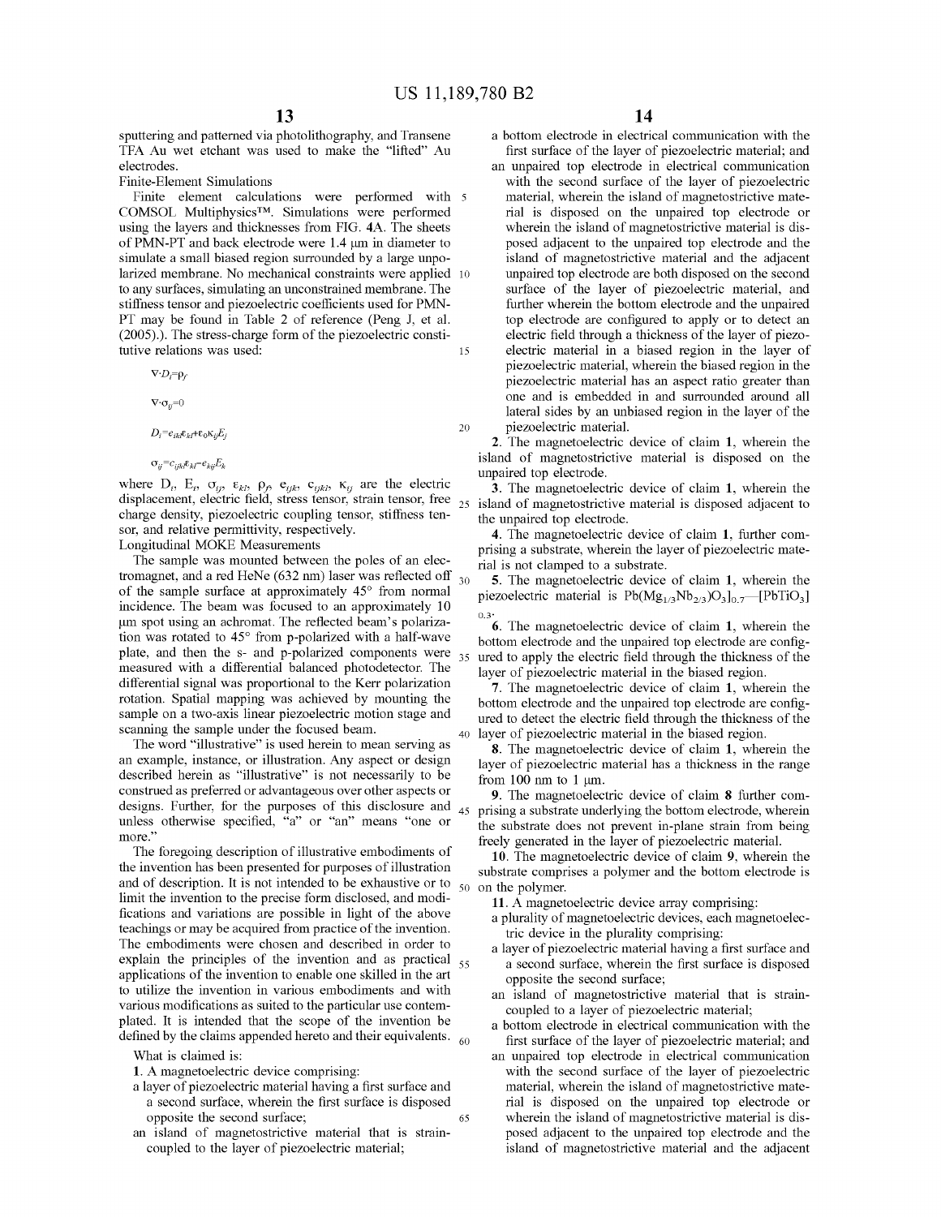sputtering and patterned via photolithography, and Transene TFA Au wet etchant was used to make the "lifted" Au electrodes.

Finite-Element Simulations

Finite element calculations were performed with COMSOL Multiphysics™. Simulations were performed using the layers and thicknesses from FIG. 4A. The sheets of PMN-PT and back electrode were 1.4 μm in diameter to simulate a small biased region surrounded by a large unpolarized membrane. No mechanical constraints were applied to any surfaces, simulating an unconstrained membrane. The stiffness tensor and piezoelectric coefficients used for PMN-PT may be found in Table 2 of reference (Peng J, et al. (2005).). The stress-charge form of the piezoelectric constitutive relations was used:

$$\nabla \cdot D_i = \rho_f$$

$$\nabla \cdot \sigma_{ij} = 0$$

$$D_i = e_{ikl}\varepsilon_{kl} + \varepsilon_0 \kappa_{ij} E_j$$

$$\sigma_{ij} = c_{ijkl}\varepsilon_{kl} - e_{kij} E_k$$

where $D_i$, $E_i$, $\sigma_{ij}$, $\varepsilon_{kl}$, $\rho_f$, $e_{ijk}$, $c_{ijkl}$, $\kappa_{ij}$ are the electric displacement, electric field, stress tensor, strain tensor, free charge density, piezoelectric coupling tensor, stiffness tensor, and relative permittivity, respectively.

Longitudinal MOKE Measurements

The sample was mounted between the poles of an electromagnet, and a red HeNe (632 nm) laser was reflected off of the sample surface at approximately 45° from normal incidence. The beam was focused to an approximately 10 μm spot using an achromat. The reflected beam's polarization was rotated to 45° from p-polarized with a half-wave plate, and then the s- and p-polarized components were measured with a differential balanced photodetector. The differential signal was proportional to the Kerr polarization rotation. Spatial mapping was achieved by mounting the sample on a two-axis linear piezoelectric motion stage and scanning the sample under the focused beam.

The word "illustrative" is used herein to mean serving as an example, instance, or illustration. Any aspect or design described herein as "illustrative" is not necessarily to be construed as preferred or advantageous over other aspects or designs. Further, for the purposes of this disclosure and unless otherwise specified, "a" or "an" means "one or more."

The foregoing description of illustrative embodiments of the invention has been presented for purposes of illustration and of description. It is not intended to be exhaustive or to limit the invention to the precise form disclosed, and modifications and variations are possible in light of the above teachings or may be acquired from practice of the invention. The embodiments were chosen and described in order to explain the principles of the invention and as practical applications of the invention to enable one skilled in the art to utilize the invention in various embodiments and with various modifications as suited to the particular use contemplated. It is intended that the scope of the invention be defined by the claims appended hereto and their equivalents.

What is claimed is:

1. A magnetoelectric device comprising:
   - a layer of piezoelectric material having a first surface and a second surface, wherein the first surface is disposed opposite the second surface;
   - an island of magnetostrictive material that is strain-coupled to the layer of piezoelectric material;
   - a bottom electrode in electrical communication with the first surface of the layer of piezoelectric material; and
   - an unpaired top electrode in electrical communication with the second surface of the layer of piezoelectric material, wherein the island of magnetostrictive material is disposed on the unpaired top electrode or wherein the island of magnetostrictive material is disposed adjacent to the unpaired top electrode and the island of magnetostrictive material and the adjacent unpaired top electrode are both disposed on the second surface of the layer of piezoelectric material, and further wherein the bottom electrode and the unpaired top electrode are configured to apply or to detect an electric field through a thickness of the layer of piezoelectric material in a biased region in the layer of piezoelectric material, wherein the biased region in the piezoelectric material has an aspect ratio greater than one and is embedded in and surrounded around all lateral sides by an unbiased region in the layer of the piezoelectric material.

2. The magnetoelectric device of claim 1, wherein the island of magnetostrictive material is disposed on the unpaired top electrode.

3. The magnetoelectric device of claim 1, wherein the island of magnetostrictive material is disposed adjacent to the unpaired top electrode.

4. The magnetoelectric device of claim 1, further comprising a substrate, wherein the layer of piezoelectric material is not clamped to a substrate.

5. The magnetoelectric device of claim 1, wherein the piezoelectric material is $Pb(Mg_{1/3}Nb_{2/3})O_3]_{0.7}$—$[PbTiO_3]_{0.3}$.

6. The magnetoelectric device of claim 1, wherein the bottom electrode and the unpaired top electrode are configured to apply the electric field through the thickness of the layer of piezoelectric material in the biased region.

7. The magnetoelectric device of claim 1, wherein the bottom electrode and the unpaired top electrode are configured to detect the electric field through the thickness of the layer of piezoelectric material in the biased region.

8. The magnetoelectric device of claim 1, wherein the layer of piezoelectric material has a thickness in the range from 100 nm to 1 μm.

9. The magnetoelectric device of claim 8 further comprising a substrate underlying the bottom electrode, wherein the substrate does not prevent in-plane strain from being freely generated in the layer of piezoelectric material.

10. The magnetoelectric device of claim 9, wherein the substrate comprises a polymer and the bottom electrode is on the polymer.

11. A magnetoelectric device array comprising:
   - a plurality of magnetoelectric devices, each magnetoelectric device in the plurality comprising:
   - a layer of piezoelectric material having a first surface and a second surface, wherein the first surface is disposed opposite the second surface;
   - an island of magnetostrictive material that is strain-coupled to a layer of piezoelectric material;
   - a bottom electrode in electrical communication with the first surface of the layer of piezoelectric material; and
   - an unpaired top electrode in electrical communication with the second surface of the layer of piezoelectric material, wherein the island of magnetostrictive material is disposed on the unpaired top electrode or wherein the island of magnetostrictive material is disposed adjacent to the unpaired top electrode and the island of magnetostrictive material and the adjacent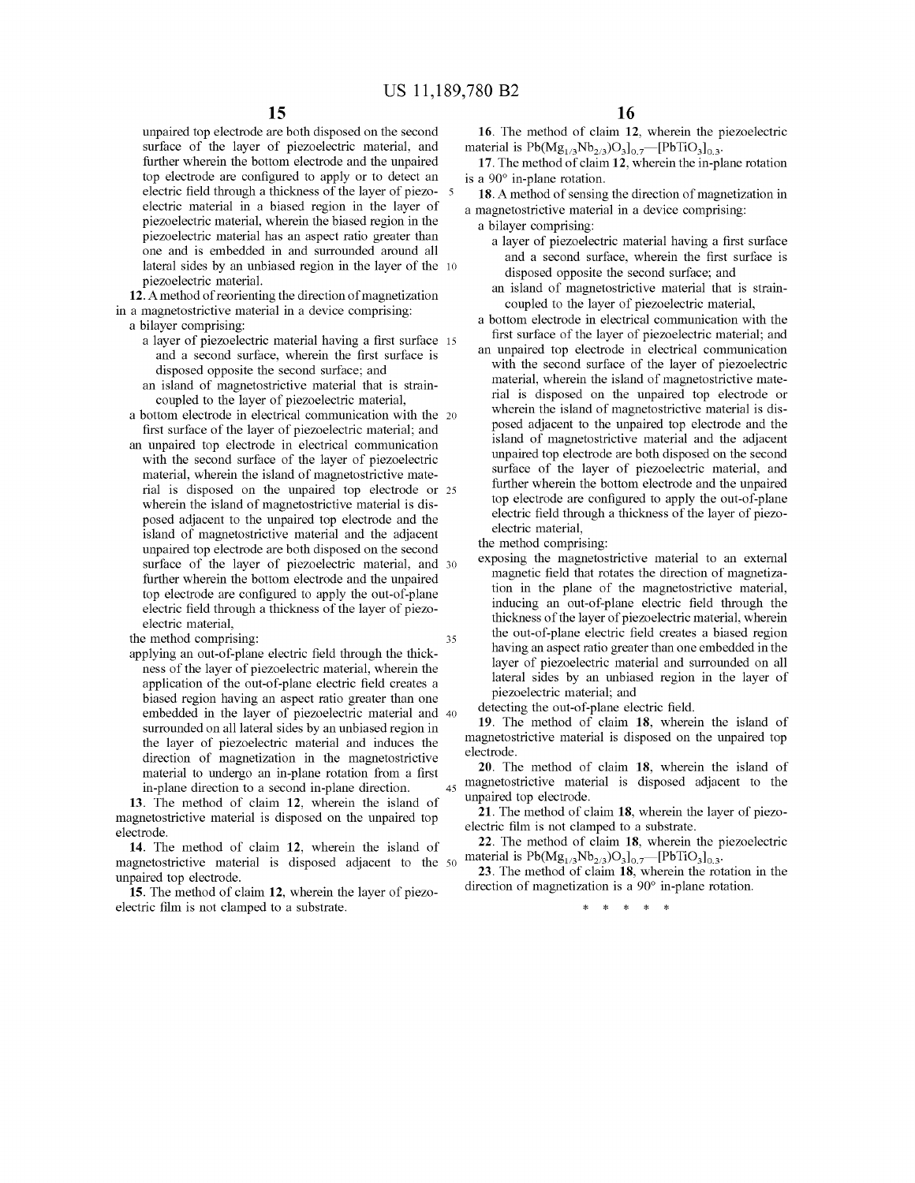unpaired top electrode are both disposed on the second surface of the layer of piezoelectric material, and further wherein the bottom electrode and the unpaired top electrode are configured to apply or to detect an electric field through a thickness of the layer of piezoelectric material in a biased region in the layer of piezoelectric material, wherein the biased region in the piezoelectric material has an aspect ratio greater than one and is embedded in and surrounded around all lateral sides by an unbiased region in the layer of the piezoelectric material.

**12**. A method of reorienting the direction of magnetization in a magnetostrictive material in a device comprising:

a bilayer comprising:

a layer of piezoelectric material having a first surface and a second surface, wherein the first surface is disposed opposite the second surface; and

an island of magnetostrictive material that is strain-coupled to the layer of piezoelectric material,

a bottom electrode in electrical communication with the first surface of the layer of piezoelectric material; and

an unpaired top electrode in electrical communication with the second surface of the layer of piezoelectric material, wherein the island of magnetostrictive material is disposed on the unpaired top electrode or wherein the island of magnetostrictive material is disposed adjacent to the unpaired top electrode and the island of magnetostrictive material and the adjacent unpaired top electrode are both disposed on the second surface of the layer of piezoelectric material, and further wherein the bottom electrode and the unpaired top electrode are configured to apply the out-of-plane electric field through a thickness of the layer of piezoelectric material,

the method comprising:

applying an out-of-plane electric field through the thickness of the layer of piezoelectric material, wherein the application of the out-of-plane electric field creates a biased region having an aspect ratio greater than one embedded in the layer of piezoelectric material and surrounded on all lateral sides by an unbiased region in the layer of piezoelectric material and induces the direction of magnetization in the magnetostrictive material to undergo an in-plane rotation from a first in-plane direction to a second in-plane direction.

**13**. The method of claim **12**, wherein the island of magnetostrictive material is disposed on the unpaired top electrode.

**14**. The method of claim **12**, wherein the island of magnetostrictive material is disposed adjacent to the unpaired top electrode.

**15**. The method of claim **12**, wherein the layer of piezoelectric film is not clamped to a substrate.

**16**. The method of claim **12**, wherein the piezoelectric material is $Pb(Mg_{1/3}Nb_{2/3})O_3]_{0.7}$—$[PbTiO_3]_{0.3}$.

**17**. The method of claim **12**, wherein the in-plane rotation is a 90° in-plane rotation.

**18**. A method of sensing the direction of magnetization in a magnetostrictive material in a device comprising:

a bilayer comprising:

a layer of piezoelectric material having a first surface and a second surface, wherein the first surface is disposed opposite the second surface; and

an island of magnetostrictive material that is strain-coupled to the layer of piezoelectric material,

a bottom electrode in electrical communication with the first surface of the layer of piezoelectric material; and

an unpaired top electrode in electrical communication with the second surface of the layer of piezoelectric material, wherein the island of magnetostrictive material is disposed on the unpaired top electrode or wherein the island of magnetostrictive material is disposed adjacent to the unpaired top electrode and the island of magnetostrictive material and the adjacent unpaired top electrode are both disposed on the second surface of the layer of piezoelectric material, and further wherein the bottom electrode and the unpaired top electrode are configured to apply the out-of-plane electric field through a thickness of the layer of piezoelectric material,

the method comprising:

exposing the magnetostrictive material to an external magnetic field that rotates the direction of magnetization in the plane of the magnetostrictive material, inducing an out-of-plane electric field through the thickness of the layer of piezoelectric material, wherein the out-of-plane electric field creates a biased region having an aspect ratio greater than one embedded in the layer of piezoelectric material and surrounded on all lateral sides by an unbiased region in the layer of piezoelectric material; and

detecting the out-of-plane electric field.

**19**. The method of claim **18**, wherein the island of magnetostrictive material is disposed on the unpaired top electrode.

**20**. The method of claim **18**, wherein the island of magnetostrictive material is disposed adjacent to the unpaired top electrode.

**21**. The method of claim **18**, wherein the layer of piezoelectric film is not clamped to a substrate.

**22**. The method of claim **18**, wherein the piezoelectric material is $Pb(Mg_{1/3}Nb_{2/3})O_3]_{0.7}$—$[PbTiO_3]_{0.3}$.

**23**. The method of claim **18**, wherein the rotation in the direction of magnetization is a 90° in-plane rotation.

* * * * *